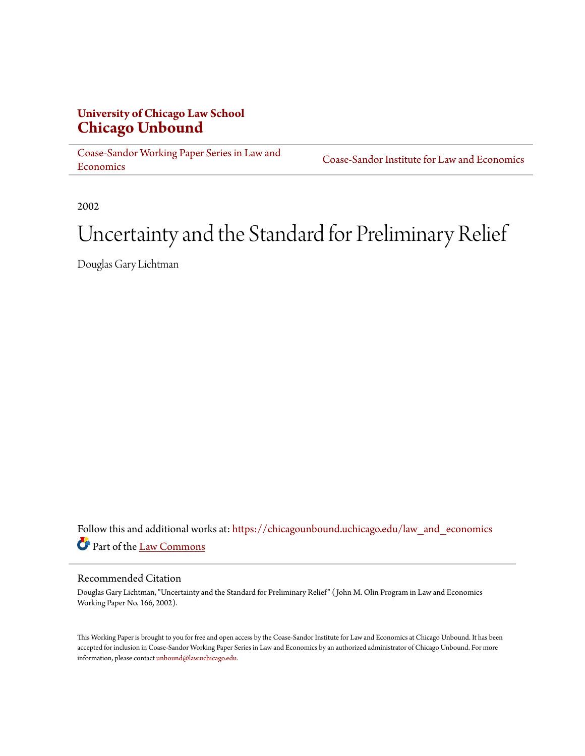**University of Chicago Law School**
# Chicago Unbound

Coase-Sandor Working Paper Series in Law and Economics | Coase-Sandor Institute for Law and Economics

2002

# Uncertainty and the Standard for Preliminary Relief

Douglas Gary Lichtman

Follow this and additional works at: https://chicagounbound.uchicago.edu/law_and_economics

Part of the Law Commons

## Recommended Citation

Douglas Gary Lichtman, "Uncertainty and the Standard for Preliminary Relief" ( John M. Olin Program in Law and Economics Working Paper No. 166, 2002).

This Working Paper is brought to you for free and open access by the Coase-Sandor Institute for Law and Economics at Chicago Unbound. It has been accepted for inclusion in Coase-Sandor Working Paper Series in Law and Economics by an authorized administrator of Chicago Unbound. For more information, please contact unbound@law.uchicago.edu.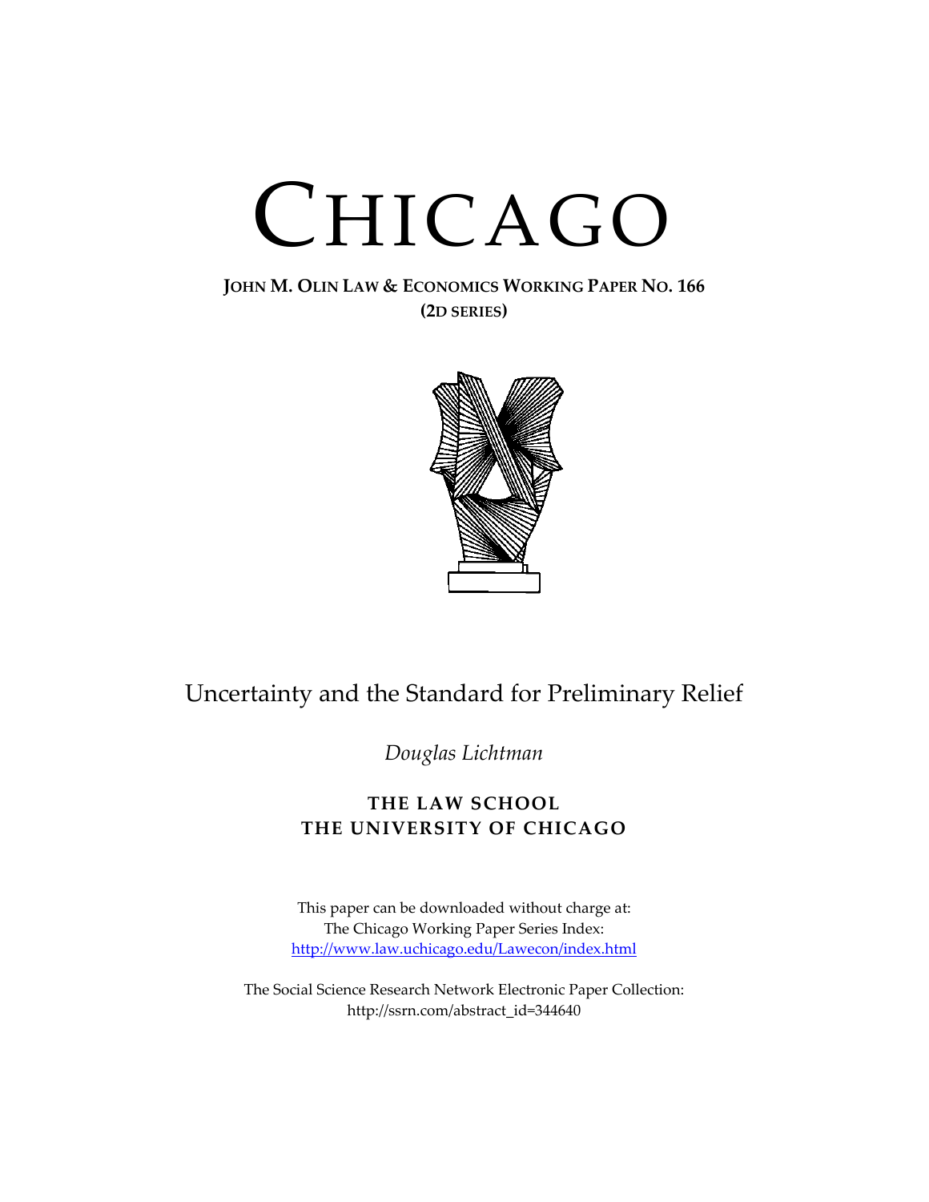# CHICAGO

**JOHN M. OLIN LAW & ECONOMICS WORKING PAPER NO. 166**
**(2D SERIES)**

## Uncertainty and the Standard for Preliminary Relief

*Douglas Lichtman*

**THE LAW SCHOOL**
**THE UNIVERSITY OF CHICAGO**

This paper can be downloaded without charge at:
The Chicago Working Paper Series Index:
http://www.law.uchicago.edu/Lawecon/index.html

The Social Science Research Network Electronic Paper Collection:
http://ssrn.com/abstract_id=344640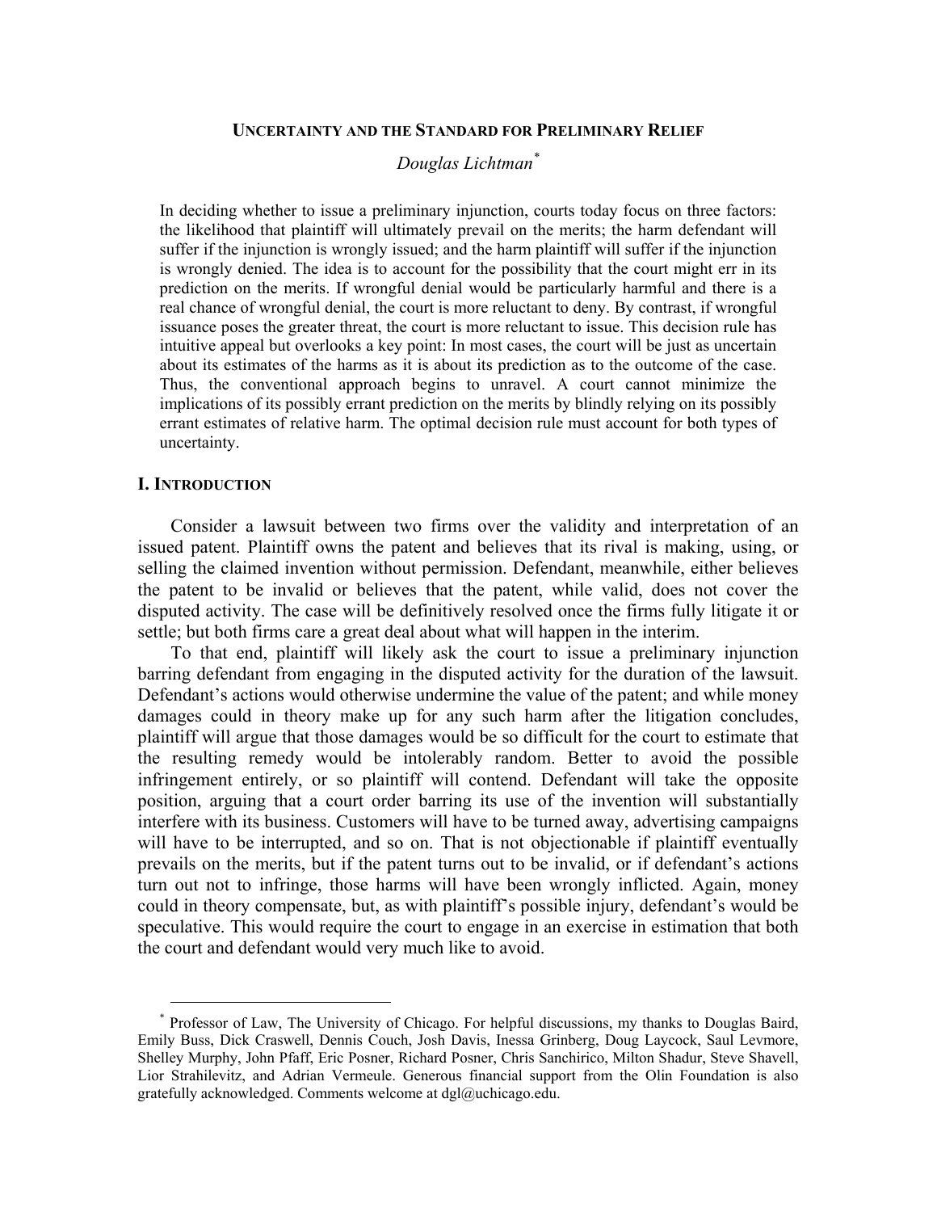**UNCERTAINTY AND THE STANDARD FOR PRELIMINARY RELIEF**

*Douglas Lichtman*[*]

In deciding whether to issue a preliminary injunction, courts today focus on three factors: the likelihood that plaintiff will ultimately prevail on the merits; the harm defendant will suffer if the injunction is wrongly issued; and the harm plaintiff will suffer if the injunction is wrongly denied. The idea is to account for the possibility that the court might err in its prediction on the merits. If wrongful denial would be particularly harmful and there is a real chance of wrongful denial, the court is more reluctant to deny. By contrast, if wrongful issuance poses the greater threat, the court is more reluctant to issue. This decision rule has intuitive appeal but overlooks a key point: In most cases, the court will be just as uncertain about its estimates of the harms as it is about its prediction as to the outcome of the case. Thus, the conventional approach begins to unravel. A court cannot minimize the implications of its possibly errant prediction on the merits by blindly relying on its possibly errant estimates of relative harm. The optimal decision rule must account for both types of uncertainty.

## I. INTRODUCTION

Consider a lawsuit between two firms over the validity and interpretation of an issued patent. Plaintiff owns the patent and believes that its rival is making, using, or selling the claimed invention without permission. Defendant, meanwhile, either believes the patent to be invalid or believes that the patent, while valid, does not cover the disputed activity. The case will be definitively resolved once the firms fully litigate it or settle; but both firms care a great deal about what will happen in the interim.

To that end, plaintiff will likely ask the court to issue a preliminary injunction barring defendant from engaging in the disputed activity for the duration of the lawsuit. Defendant's actions would otherwise undermine the value of the patent; and while money damages could in theory make up for any such harm after the litigation concludes, plaintiff will argue that those damages would be so difficult for the court to estimate that the resulting remedy would be intolerably random. Better to avoid the possible infringement entirely, or so plaintiff will contend. Defendant will take the opposite position, arguing that a court order barring its use of the invention will substantially interfere with its business. Customers will have to be turned away, advertising campaigns will have to be interrupted, and so on. That is not objectionable if plaintiff eventually prevails on the merits, but if the patent turns out to be invalid, or if defendant's actions turn out not to infringe, those harms will have been wrongly inflicted. Again, money could in theory compensate, but, as with plaintiff's possible injury, defendant's would be speculative. This would require the court to engage in an exercise in estimation that both the court and defendant would very much like to avoid.

[*] Professor of Law, The University of Chicago. For helpful discussions, my thanks to Douglas Baird, Emily Buss, Dick Craswell, Dennis Couch, Josh Davis, Inessa Grinberg, Doug Laycock, Saul Levmore, Shelley Murphy, John Pfaff, Eric Posner, Richard Posner, Chris Sanchirico, Milton Shadur, Steve Shavell, Lior Strahilevitz, and Adrian Vermeule. Generous financial support from the Olin Foundation is also gratefully acknowledged. Comments welcome at dgl@uchicago.edu.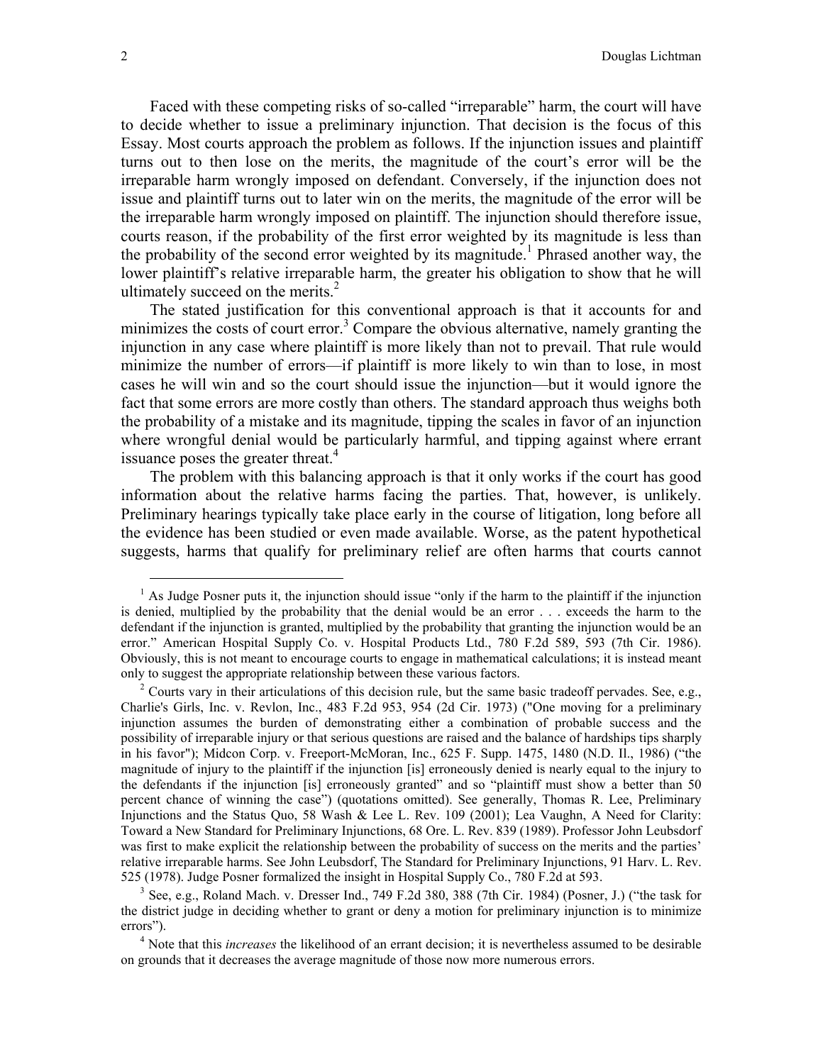Faced with these competing risks of so-called "irreparable" harm, the court will have to decide whether to issue a preliminary injunction. That decision is the focus of this Essay. Most courts approach the problem as follows. If the injunction issues and plaintiff turns out to then lose on the merits, the magnitude of the court's error will be the irreparable harm wrongly imposed on defendant. Conversely, if the injunction does not issue and plaintiff turns out to later win on the merits, the magnitude of the error will be the irreparable harm wrongly imposed on plaintiff. The injunction should therefore issue, courts reason, if the probability of the first error weighted by its magnitude is less than the probability of the second error weighted by its magnitude.[1] Phrased another way, the lower plaintiff's relative irreparable harm, the greater his obligation to show that he will ultimately succeed on the merits.[2]

The stated justification for this conventional approach is that it accounts for and minimizes the costs of court error.[3] Compare the obvious alternative, namely granting the injunction in any case where plaintiff is more likely than not to prevail. That rule would minimize the number of errors—if plaintiff is more likely to win than to lose, in most cases he will win and so the court should issue the injunction—but it would ignore the fact that some errors are more costly than others. The standard approach thus weighs both the probability of a mistake and its magnitude, tipping the scales in favor of an injunction where wrongful denial would be particularly harmful, and tipping against where errant issuance poses the greater threat.[4]

The problem with this balancing approach is that it only works if the court has good information about the relative harms facing the parties. That, however, is unlikely. Preliminary hearings typically take place early in the course of litigation, long before all the evidence has been studied or even made available. Worse, as the patent hypothetical suggests, harms that qualify for preliminary relief are often harms that courts cannot

---

[1] As Judge Posner puts it, the injunction should issue "only if the harm to the plaintiff if the injunction is denied, multiplied by the probability that the denial would be an error . . . exceeds the harm to the defendant if the injunction is granted, multiplied by the probability that granting the injunction would be an error." American Hospital Supply Co. v. Hospital Products Ltd., 780 F.2d 589, 593 (7th Cir. 1986). Obviously, this is not meant to encourage courts to engage in mathematical calculations; it is instead meant only to suggest the appropriate relationship between these various factors.

[2] Courts vary in their articulations of this decision rule, but the same basic tradeoff pervades. See, e.g., Charlie's Girls, Inc. v. Revlon, Inc., 483 F.2d 953, 954 (2d Cir. 1973) ("One moving for a preliminary injunction assumes the burden of demonstrating either a combination of probable success and the possibility of irreparable injury or that serious questions are raised and the balance of hardships tips sharply in his favor"); Midcon Corp. v. Freeport-McMoran, Inc., 625 F. Supp. 1475, 1480 (N.D. Il., 1986) ("the magnitude of injury to the plaintiff if the injunction [is] erroneously denied is nearly equal to the injury to the defendants if the injunction [is] erroneously granted" and so "plaintiff must show a better than 50 percent chance of winning the case") (quotations omitted). See generally, Thomas R. Lee, Preliminary Injunctions and the Status Quo, 58 Wash & Lee L. Rev. 109 (2001); Lea Vaughn, A Need for Clarity: Toward a New Standard for Preliminary Injunctions, 68 Ore. L. Rev. 839 (1989). Professor John Leubsdorf was first to make explicit the relationship between the probability of success on the merits and the parties' relative irreparable harms. See John Leubsdorf, The Standard for Preliminary Injunctions, 91 Harv. L. Rev. 525 (1978). Judge Posner formalized the insight in Hospital Supply Co., 780 F.2d at 593.

[3] See, e.g., Roland Mach. v. Dresser Ind., 749 F.2d 380, 388 (7th Cir. 1984) (Posner, J.) ("the task for the district judge in deciding whether to grant or deny a motion for preliminary injunction is to minimize errors").

[4] Note that this *increases* the likelihood of an errant decision; it is nevertheless assumed to be desirable on grounds that it decreases the average magnitude of those now more numerous errors.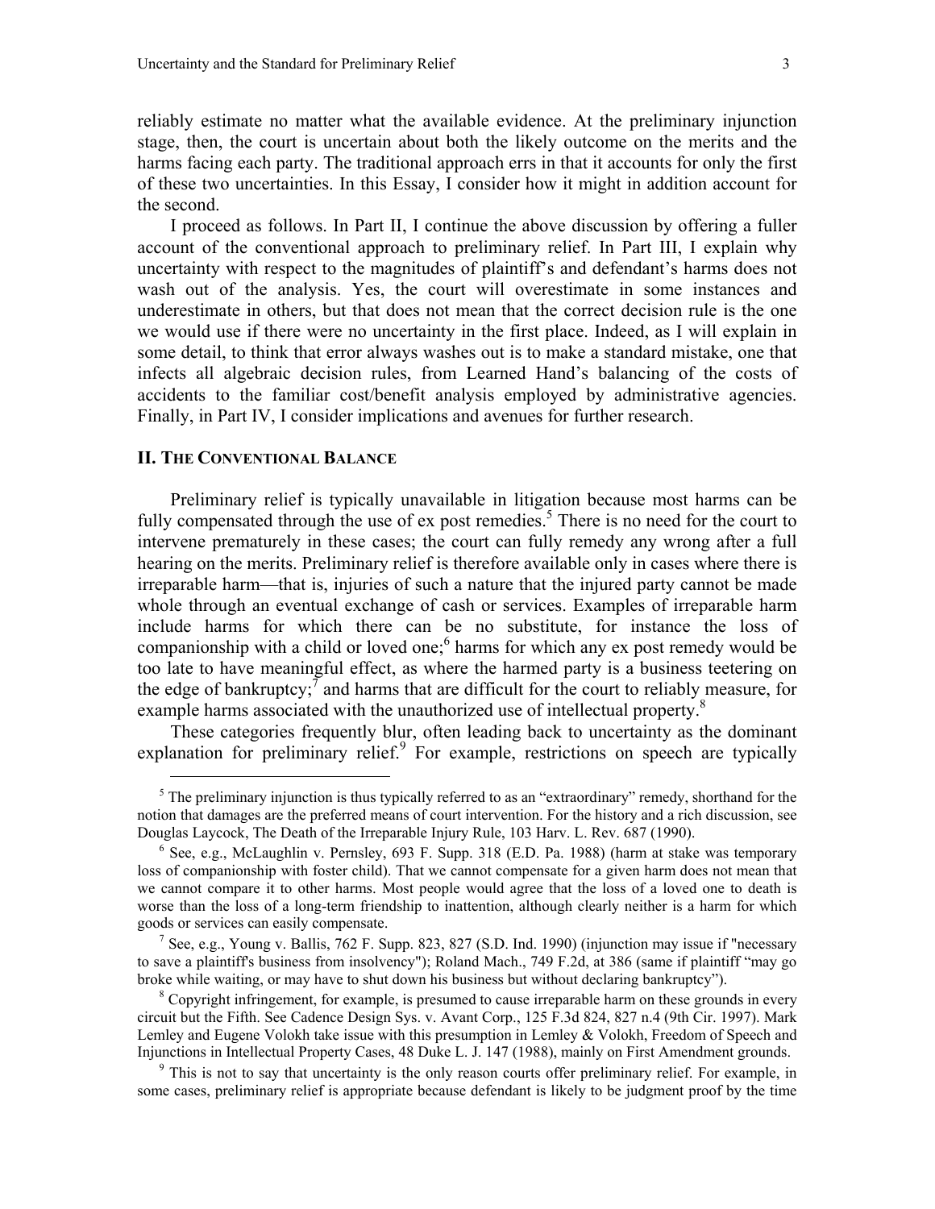reliably estimate no matter what the available evidence. At the preliminary injunction stage, then, the court is uncertain about both the likely outcome on the merits and the harms facing each party. The traditional approach errs in that it accounts for only the first of these two uncertainties. In this Essay, I consider how it might in addition account for the second.

I proceed as follows. In Part II, I continue the above discussion by offering a fuller account of the conventional approach to preliminary relief. In Part III, I explain why uncertainty with respect to the magnitudes of plaintiff's and defendant's harms does not wash out of the analysis. Yes, the court will overestimate in some instances and underestimate in others, but that does not mean that the correct decision rule is the one we would use if there were no uncertainty in the first place. Indeed, as I will explain in some detail, to think that error always washes out is to make a standard mistake, one that infects all algebraic decision rules, from Learned Hand's balancing of the costs of accidents to the familiar cost/benefit analysis employed by administrative agencies. Finally, in Part IV, I consider implications and avenues for further research.

## II. The Conventional Balance

Preliminary relief is typically unavailable in litigation because most harms can be fully compensated through the use of ex post remedies.[5] There is no need for the court to intervene prematurely in these cases; the court can fully remedy any wrong after a full hearing on the merits. Preliminary relief is therefore available only in cases where there is irreparable harm—that is, injuries of such a nature that the injured party cannot be made whole through an eventual exchange of cash or services. Examples of irreparable harm include harms for which there can be no substitute, for instance the loss of companionship with a child or loved one;[6] harms for which any ex post remedy would be too late to have meaningful effect, as where the harmed party is a business teetering on the edge of bankruptcy;[7] and harms that are difficult for the court to reliably measure, for example harms associated with the unauthorized use of intellectual property.[8]

These categories frequently blur, often leading back to uncertainty as the dominant explanation for preliminary relief.[9] For example, restrictions on speech are typically

---

[5] The preliminary injunction is thus typically referred to as an "extraordinary" remedy, shorthand for the notion that damages are the preferred means of court intervention. For the history and a rich discussion, see Douglas Laycock, The Death of the Irreparable Injury Rule, 103 Harv. L. Rev. 687 (1990).

[6] See, e.g., McLaughlin v. Pernsley, 693 F. Supp. 318 (E.D. Pa. 1988) (harm at stake was temporary loss of companionship with foster child). That we cannot compensate for a given harm does not mean that we cannot compare it to other harms. Most people would agree that the loss of a loved one to death is worse than the loss of a long-term friendship to inattention, although clearly neither is a harm for which goods or services can easily compensate.

[7] See, e.g., Young v. Ballis, 762 F. Supp. 823, 827 (S.D. Ind. 1990) (injunction may issue if "necessary to save a plaintiff's business from insolvency"); Roland Mach., 749 F.2d, at 386 (same if plaintiff "may go broke while waiting, or may have to shut down his business but without declaring bankruptcy").

[8] Copyright infringement, for example, is presumed to cause irreparable harm on these grounds in every circuit but the Fifth. See Cadence Design Sys. v. Avant Corp., 125 F.3d 824, 827 n.4 (9th Cir. 1997). Mark Lemley and Eugene Volokh take issue with this presumption in Lemley & Volokh, Freedom of Speech and Injunctions in Intellectual Property Cases, 48 Duke L. J. 147 (1988), mainly on First Amendment grounds.

[9] This is not to say that uncertainty is the only reason courts offer preliminary relief. For example, in some cases, preliminary relief is appropriate because defendant is likely to be judgment proof by the time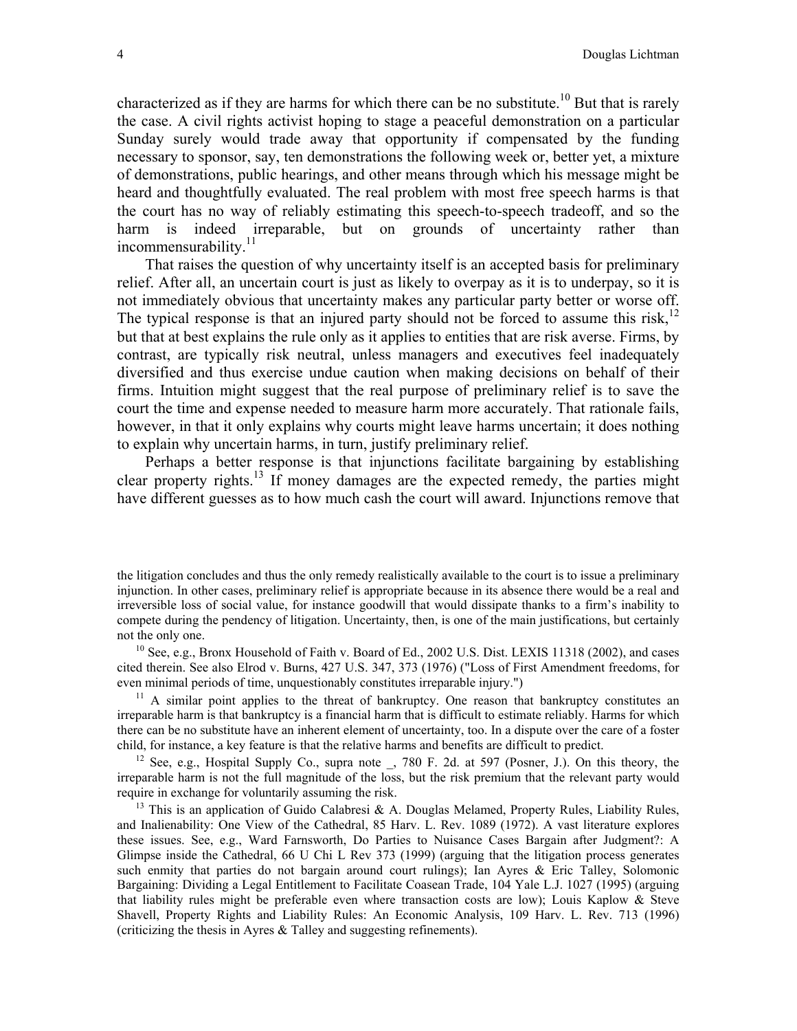characterized as if they are harms for which there can be no substitute.[10] But that is rarely the case. A civil rights activist hoping to stage a peaceful demonstration on a particular Sunday surely would trade away that opportunity if compensated by the funding necessary to sponsor, say, ten demonstrations the following week or, better yet, a mixture of demonstrations, public hearings, and other means through which his message might be heard and thoughtfully evaluated. The real problem with most free speech harms is that the court has no way of reliably estimating this speech-to-speech tradeoff, and so the harm is indeed irreparable, but on grounds of uncertainty rather than incommensurability.[11]

That raises the question of why uncertainty itself is an accepted basis for preliminary relief. After all, an uncertain court is just as likely to overpay as it is to underpay, so it is not immediately obvious that uncertainty makes any particular party better or worse off. The typical response is that an injured party should not be forced to assume this risk,[12] but that at best explains the rule only as it applies to entities that are risk averse. Firms, by contrast, are typically risk neutral, unless managers and executives feel inadequately diversified and thus exercise undue caution when making decisions on behalf of their firms. Intuition might suggest that the real purpose of preliminary relief is to save the court the time and expense needed to measure harm more accurately. That rationale fails, however, in that it only explains why courts might leave harms uncertain; it does nothing to explain why uncertain harms, in turn, justify preliminary relief.

Perhaps a better response is that injunctions facilitate bargaining by establishing clear property rights.[13] If money damages are the expected remedy, the parties might have different guesses as to how much cash the court will award. Injunctions remove that

---

the litigation concludes and thus the only remedy realistically available to the court is to issue a preliminary injunction. In other cases, preliminary relief is appropriate because in its absence there would be a real and irreversible loss of social value, for instance goodwill that would dissipate thanks to a firm's inability to compete during the pendency of litigation. Uncertainty, then, is one of the main justifications, but certainly not the only one.

[10] See, e.g., Bronx Household of Faith v. Board of Ed., 2002 U.S. Dist. LEXIS 11318 (2002), and cases cited therein. See also Elrod v. Burns, 427 U.S. 347, 373 (1976) ("Loss of First Amendment freedoms, for even minimal periods of time, unquestionably constitutes irreparable injury.")

[11] A similar point applies to the threat of bankruptcy. One reason that bankruptcy constitutes an irreparable harm is that bankruptcy is a financial harm that is difficult to estimate reliably. Harms for which there can be no substitute have an inherent element of uncertainty, too. In a dispute over the care of a foster child, for instance, a key feature is that the relative harms and benefits are difficult to predict.

[12] See, e.g., Hospital Supply Co., supra note _, 780 F. 2d. at 597 (Posner, J.). On this theory, the irreparable harm is not the full magnitude of the loss, but the risk premium that the relevant party would require in exchange for voluntarily assuming the risk.

[13] This is an application of Guido Calabresi & A. Douglas Melamed, Property Rules, Liability Rules, and Inalienability: One View of the Cathedral, 85 Harv. L. Rev. 1089 (1972). A vast literature explores these issues. See, e.g., Ward Farnsworth, Do Parties to Nuisance Cases Bargain after Judgment?: A Glimpse inside the Cathedral, 66 U Chi L Rev 373 (1999) (arguing that the litigation process generates such enmity that parties do not bargain around court rulings); Ian Ayres & Eric Talley, Solomonic Bargaining: Dividing a Legal Entitlement to Facilitate Coasean Trade, 104 Yale L.J. 1027 (1995) (arguing that liability rules might be preferable even where transaction costs are low); Louis Kaplow & Steve Shavell, Property Rights and Liability Rules: An Economic Analysis, 109 Harv. L. Rev. 713 (1996) (criticizing the thesis in Ayres & Talley and suggesting refinements).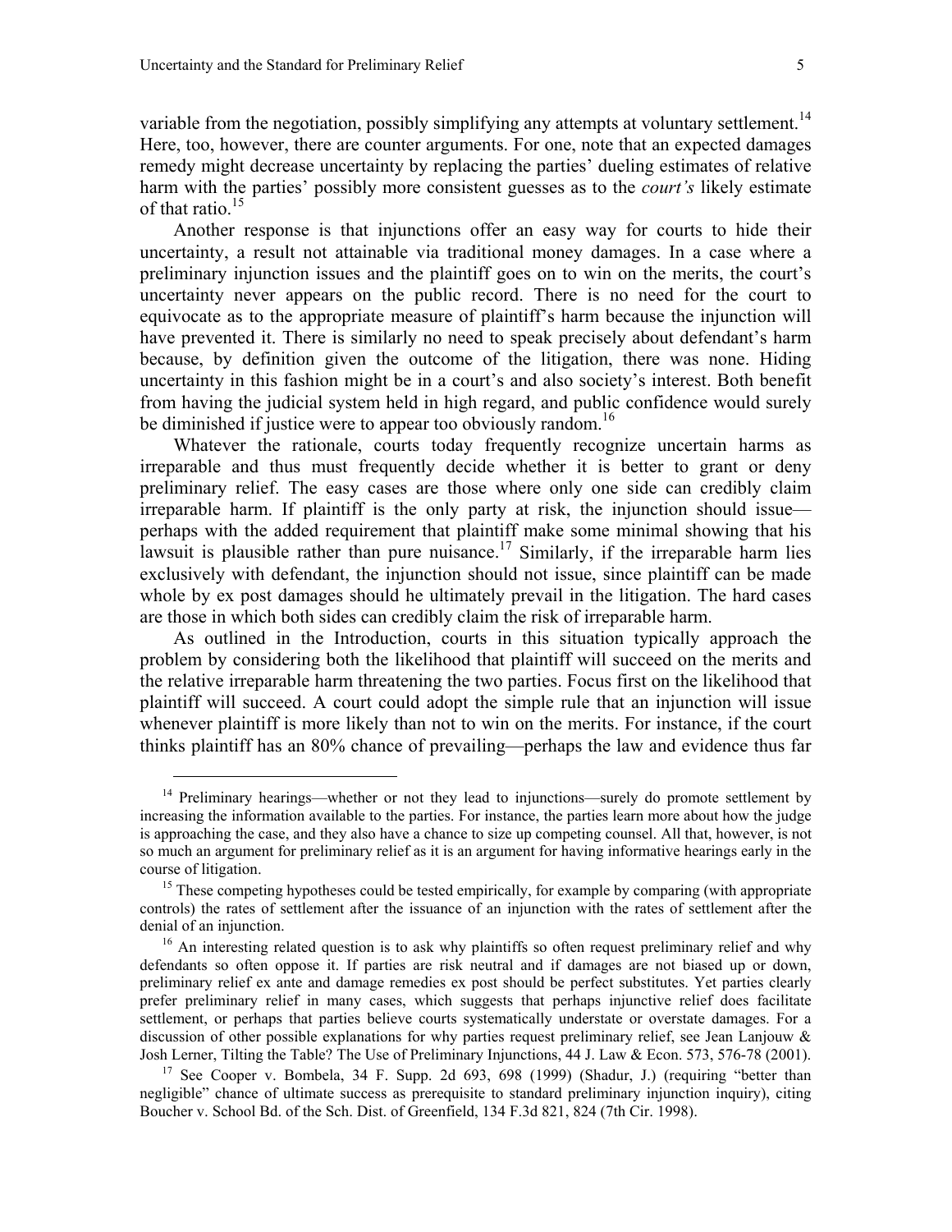variable from the negotiation, possibly simplifying any attempts at voluntary settlement.[14] Here, too, however, there are counter arguments. For one, note that an expected damages remedy might decrease uncertainty by replacing the parties' dueling estimates of relative harm with the parties' possibly more consistent guesses as to the *court's* likely estimate of that ratio.[15]

Another response is that injunctions offer an easy way for courts to hide their uncertainty, a result not attainable via traditional money damages. In a case where a preliminary injunction issues and the plaintiff goes on to win on the merits, the court's uncertainty never appears on the public record. There is no need for the court to equivocate as to the appropriate measure of plaintiff's harm because the injunction will have prevented it. There is similarly no need to speak precisely about defendant's harm because, by definition given the outcome of the litigation, there was none. Hiding uncertainty in this fashion might be in a court's and also society's interest. Both benefit from having the judicial system held in high regard, and public confidence would surely be diminished if justice were to appear too obviously random.[16]

Whatever the rationale, courts today frequently recognize uncertain harms as irreparable and thus must frequently decide whether it is better to grant or deny preliminary relief. The easy cases are those where only one side can credibly claim irreparable harm. If plaintiff is the only party at risk, the injunction should issue—perhaps with the added requirement that plaintiff make some minimal showing that his lawsuit is plausible rather than pure nuisance.[17] Similarly, if the irreparable harm lies exclusively with defendant, the injunction should not issue, since plaintiff can be made whole by ex post damages should he ultimately prevail in the litigation. The hard cases are those in which both sides can credibly claim the risk of irreparable harm.

As outlined in the Introduction, courts in this situation typically approach the problem by considering both the likelihood that plaintiff will succeed on the merits and the relative irreparable harm threatening the two parties. Focus first on the likelihood that plaintiff will succeed. A court could adopt the simple rule that an injunction will issue whenever plaintiff is more likely than not to win on the merits. For instance, if the court thinks plaintiff has an 80% chance of prevailing—perhaps the law and evidence thus far

---

[14] Preliminary hearings—whether or not they lead to injunctions—surely do promote settlement by increasing the information available to the parties. For instance, the parties learn more about how the judge is approaching the case, and they also have a chance to size up competing counsel. All that, however, is not so much an argument for preliminary relief as it is an argument for having informative hearings early in the course of litigation.

[15] These competing hypotheses could be tested empirically, for example by comparing (with appropriate controls) the rates of settlement after the issuance of an injunction with the rates of settlement after the denial of an injunction.

[16] An interesting related question is to ask why plaintiffs so often request preliminary relief and why defendants so often oppose it. If parties are risk neutral and if damages are not biased up or down, preliminary relief ex ante and damage remedies ex post should be perfect substitutes. Yet parties clearly prefer preliminary relief in many cases, which suggests that perhaps injunctive relief does facilitate settlement, or perhaps that parties believe courts systematically understate or overstate damages. For a discussion of other possible explanations for why parties request preliminary relief, see Jean Lanjouw & Josh Lerner, Tilting the Table? The Use of Preliminary Injunctions, 44 J. Law & Econ. 573, 576-78 (2001).

[17] See Cooper v. Bombela, 34 F. Supp. 2d 693, 698 (1999) (Shadur, J.) (requiring "better than negligible" chance of ultimate success as prerequisite to standard preliminary injunction inquiry), citing Boucher v. School Bd. of the Sch. Dist. of Greenfield, 134 F.3d 821, 824 (7th Cir. 1998).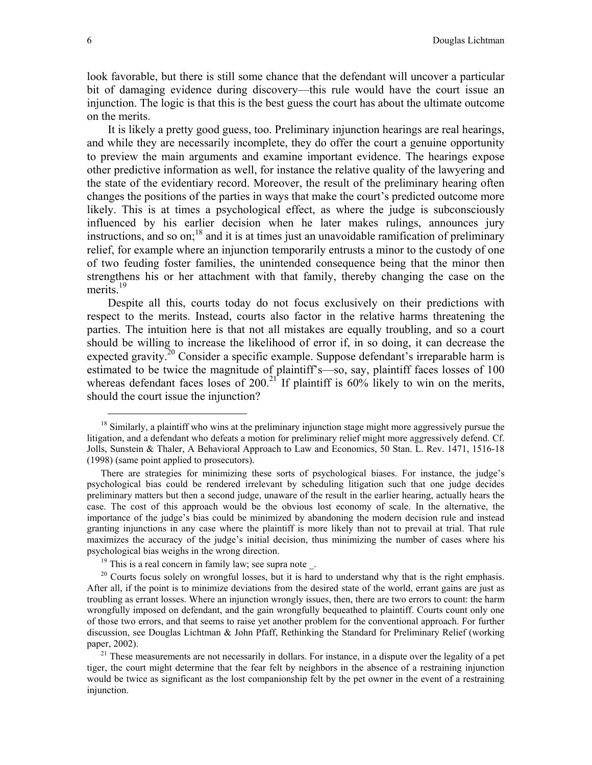look favorable, but there is still some chance that the defendant will uncover a particular bit of damaging evidence during discovery—this rule would have the court issue an injunction. The logic is that this is the best guess the court has about the ultimate outcome on the merits.

It is likely a pretty good guess, too. Preliminary injunction hearings are real hearings, and while they are necessarily incomplete, they do offer the court a genuine opportunity to preview the main arguments and examine important evidence. The hearings expose other predictive information as well, for instance the relative quality of the lawyering and the state of the evidentiary record. Moreover, the result of the preliminary hearing often changes the positions of the parties in ways that make the court's predicted outcome more likely. This is at times a psychological effect, as where the judge is subconsciously influenced by his earlier decision when he later makes rulings, announces jury instructions, and so on;[18] and it is at times just an unavoidable ramification of preliminary relief, for example where an injunction temporarily entrusts a minor to the custody of one of two feuding foster families, the unintended consequence being that the minor then strengthens his or her attachment with that family, thereby changing the case on the merits.[19]

Despite all this, courts today do not focus exclusively on their predictions with respect to the merits. Instead, courts also factor in the relative harms threatening the parties. The intuition here is that not all mistakes are equally troubling, and so a court should be willing to increase the likelihood of error if, in so doing, it can decrease the expected gravity.[20] Consider a specific example. Suppose defendant's irreparable harm is estimated to be twice the magnitude of plaintiff's—so, say, plaintiff faces losses of 100 whereas defendant faces loses of 200.[21] If plaintiff is 60% likely to win on the merits, should the court issue the injunction?

---

[18] Similarly, a plaintiff who wins at the preliminary injunction stage might more aggressively pursue the litigation, and a defendant who defeats a motion for preliminary relief might more aggressively defend. Cf. Jolls, Sunstein & Thaler, A Behavioral Approach to Law and Economics, 50 Stan. L. Rev. 1471, 1516-18 (1998) (same point applied to prosecutors).

There are strategies for minimizing these sorts of psychological biases. For instance, the judge's psychological bias could be rendered irrelevant by scheduling litigation such that one judge decides preliminary matters but then a second judge, unaware of the result in the earlier hearing, actually hears the case. The cost of this approach would be the obvious lost economy of scale. In the alternative, the importance of the judge's bias could be minimized by abandoning the modern decision rule and instead granting injunctions in any case where the plaintiff is more likely than not to prevail at trial. That rule maximizes the accuracy of the judge's initial decision, thus minimizing the number of cases where his psychological bias weighs in the wrong direction.

[19] This is a real concern in family law; see supra note _.

[20] Courts focus solely on wrongful losses, but it is hard to understand why that is the right emphasis. After all, if the point is to minimize deviations from the desired state of the world, errant gains are just as troubling as errant losses. Where an injunction wrongly issues, then, there are two errors to count: the harm wrongfully imposed on defendant, and the gain wrongfully bequeathed to plaintiff. Courts count only one of those two errors, and that seems to raise yet another problem for the conventional approach. For further discussion, see Douglas Lichtman & John Pfaff, Rethinking the Standard for Preliminary Relief (working paper, 2002).

[21] These measurements are not necessarily in dollars. For instance, in a dispute over the legality of a pet tiger, the court might determine that the fear felt by neighbors in the absence of a restraining injunction would be twice as significant as the lost companionship felt by the pet owner in the event of a restraining injunction.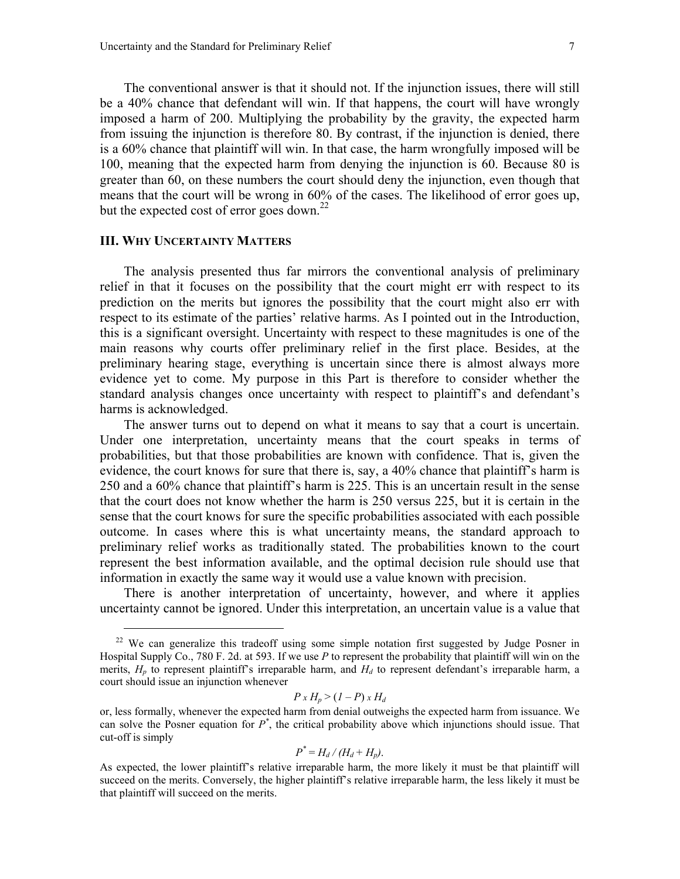The conventional answer is that it should not. If the injunction issues, there will still be a 40% chance that defendant will win. If that happens, the court will have wrongly imposed a harm of 200. Multiplying the probability by the gravity, the expected harm from issuing the injunction is therefore 80. By contrast, if the injunction is denied, there is a 60% chance that plaintiff will win. In that case, the harm wrongfully imposed will be 100, meaning that the expected harm from denying the injunction is 60. Because 80 is greater than 60, on these numbers the court should deny the injunction, even though that means that the court will be wrong in 60% of the cases. The likelihood of error goes up, but the expected cost of error goes down.[22]

## III. Why Uncertainty Matters

The analysis presented thus far mirrors the conventional analysis of preliminary relief in that it focuses on the possibility that the court might err with respect to its prediction on the merits but ignores the possibility that the court might also err with respect to its estimate of the parties' relative harms. As I pointed out in the Introduction, this is a significant oversight. Uncertainty with respect to these magnitudes is one of the main reasons why courts offer preliminary relief in the first place. Besides, at the preliminary hearing stage, everything is uncertain since there is almost always more evidence yet to come. My purpose in this Part is therefore to consider whether the standard analysis changes once uncertainty with respect to plaintiff's and defendant's harms is acknowledged.

The answer turns out to depend on what it means to say that a court is uncertain. Under one interpretation, uncertainty means that the court speaks in terms of probabilities, but that those probabilities are known with confidence. That is, given the evidence, the court knows for sure that there is, say, a 40% chance that plaintiff's harm is 250 and a 60% chance that plaintiff's harm is 225. This is an uncertain result in the sense that the court does not know whether the harm is 250 versus 225, but it is certain in the sense that the court knows for sure the specific probabilities associated with each possible outcome. In cases where this is what uncertainty means, the standard approach to preliminary relief works as traditionally stated. The probabilities known to the court represent the best information available, and the optimal decision rule should use that information in exactly the same way it would use a value known with precision.

There is another interpretation of uncertainty, however, and where it applies uncertainty cannot be ignored. Under this interpretation, an uncertain value is a value that

---

[22] We can generalize this tradeoff using some simple notation first suggested by Judge Posner in Hospital Supply Co., 780 F. 2d. at 593. If we use $P$ to represent the probability that plaintiff will win on the merits, $H_p$ to represent plaintiff's irreparable harm, and $H_d$ to represent defendant's irreparable harm, a court should issue an injunction whenever

$$P \times H_p > (1 - P) \times H_d$$

or, less formally, whenever the expected harm from denial outweighs the expected harm from issuance. We can solve the Posner equation for $P^*$, the critical probability above which injunctions should issue. That cut-off is simply

$$P^* = H_d / (H_d + H_p).$$

As expected, the lower plaintiff's relative irreparable harm, the more likely it must be that plaintiff will succeed on the merits. Conversely, the higher plaintiff's relative irreparable harm, the less likely it must be that plaintiff will succeed on the merits.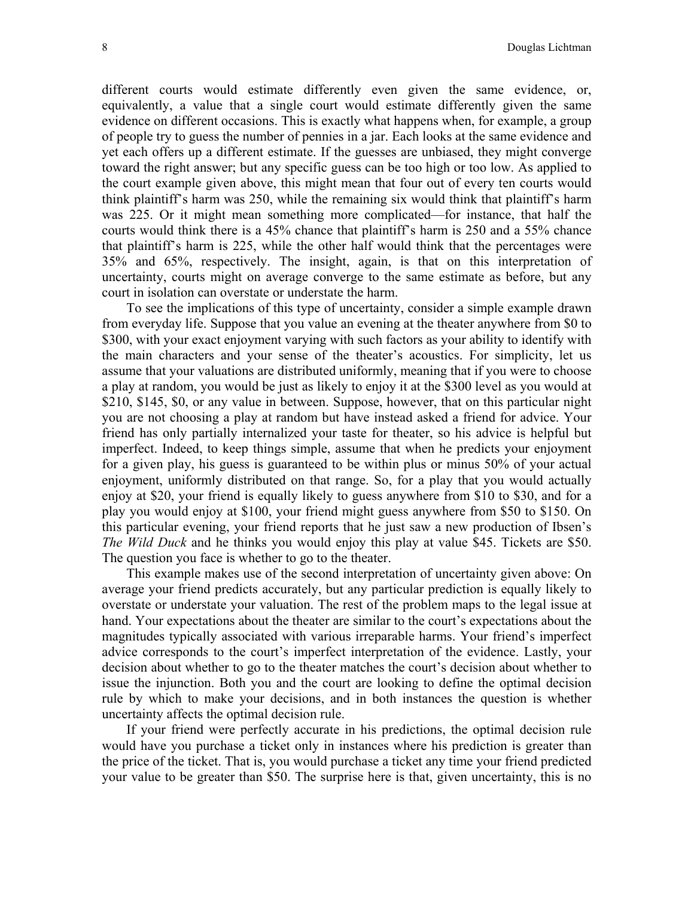different courts would estimate differently even given the same evidence, or, equivalently, a value that a single court would estimate differently given the same evidence on different occasions. This is exactly what happens when, for example, a group of people try to guess the number of pennies in a jar. Each looks at the same evidence and yet each offers up a different estimate. If the guesses are unbiased, they might converge toward the right answer; but any specific guess can be too high or too low. As applied to the court example given above, this might mean that four out of every ten courts would think plaintiff's harm was 250, while the remaining six would think that plaintiff's harm was 225. Or it might mean something more complicated—for instance, that half the courts would think there is a 45% chance that plaintiff's harm is 250 and a 55% chance that plaintiff's harm is 225, while the other half would think that the percentages were 35% and 65%, respectively. The insight, again, is that on this interpretation of uncertainty, courts might on average converge to the same estimate as before, but any court in isolation can overstate or understate the harm.

To see the implications of this type of uncertainty, consider a simple example drawn from everyday life. Suppose that you value an evening at the theater anywhere from $0 to $300, with your exact enjoyment varying with such factors as your ability to identify with the main characters and your sense of the theater's acoustics. For simplicity, let us assume that your valuations are distributed uniformly, meaning that if you were to choose a play at random, you would be just as likely to enjoy it at the $300 level as you would at $210, $145, $0, or any value in between. Suppose, however, that on this particular night you are not choosing a play at random but have instead asked a friend for advice. Your friend has only partially internalized your taste for theater, so his advice is helpful but imperfect. Indeed, to keep things simple, assume that when he predicts your enjoyment for a given play, his guess is guaranteed to be within plus or minus 50% of your actual enjoyment, uniformly distributed on that range. So, for a play that you would actually enjoy at $20, your friend is equally likely to guess anywhere from $10 to $30, and for a play you would enjoy at $100, your friend might guess anywhere from $50 to $150. On this particular evening, your friend reports that he just saw a new production of Ibsen's *The Wild Duck* and he thinks you would enjoy this play at value $45. Tickets are $50. The question you face is whether to go to the theater.

This example makes use of the second interpretation of uncertainty given above: On average your friend predicts accurately, but any particular prediction is equally likely to overstate or understate your valuation. The rest of the problem maps to the legal issue at hand. Your expectations about the theater are similar to the court's expectations about the magnitudes typically associated with various irreparable harms. Your friend's imperfect advice corresponds to the court's imperfect interpretation of the evidence. Lastly, your decision about whether to go to the theater matches the court's decision about whether to issue the injunction. Both you and the court are looking to define the optimal decision rule by which to make your decisions, and in both instances the question is whether uncertainty affects the optimal decision rule.

If your friend were perfectly accurate in his predictions, the optimal decision rule would have you purchase a ticket only in instances where his prediction is greater than the price of the ticket. That is, you would purchase a ticket any time your friend predicted your value to be greater than $50. The surprise here is that, given uncertainty, this is no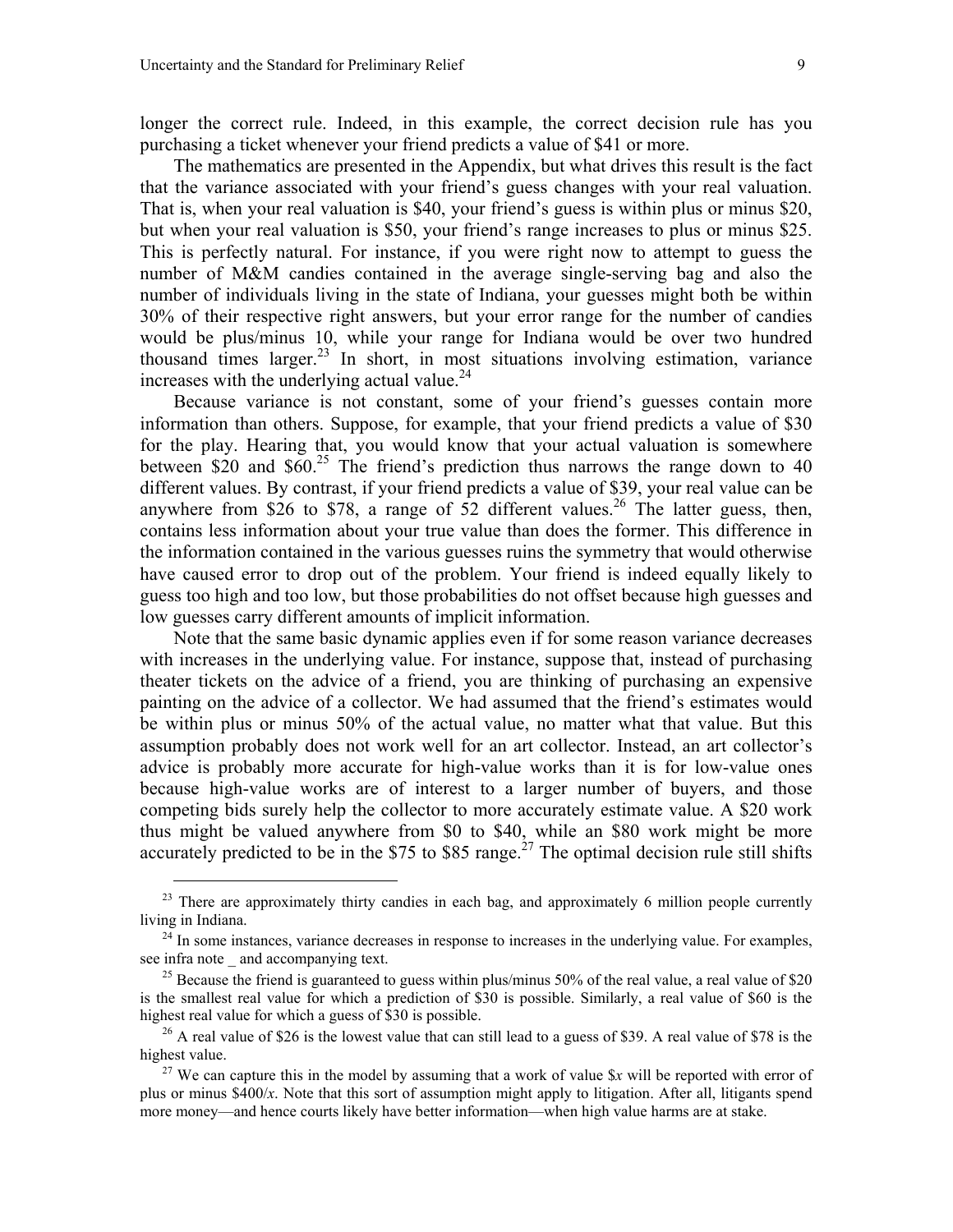longer the correct rule. Indeed, in this example, the correct decision rule has you purchasing a ticket whenever your friend predicts a value of $41 or more.

The mathematics are presented in the Appendix, but what drives this result is the fact that the variance associated with your friend's guess changes with your real valuation. That is, when your real valuation is $40, your friend's guess is within plus or minus $20, but when your real valuation is $50, your friend's range increases to plus or minus $25. This is perfectly natural. For instance, if you were right now to attempt to guess the number of M&M candies contained in the average single-serving bag and also the number of individuals living in the state of Indiana, your guesses might both be within 30% of their respective right answers, but your error range for the number of candies would be plus/minus 10, while your range for Indiana would be over two hundred thousand times larger.[23] In short, in most situations involving estimation, variance increases with the underlying actual value.[24]

Because variance is not constant, some of your friend's guesses contain more information than others. Suppose, for example, that your friend predicts a value of $30 for the play. Hearing that, you would know that your actual valuation is somewhere between $20 and $60.[25] The friend's prediction thus narrows the range down to 40 different values. By contrast, if your friend predicts a value of $39, your real value can be anywhere from $26 to $78, a range of 52 different values.[26] The latter guess, then, contains less information about your true value than does the former. This difference in the information contained in the various guesses ruins the symmetry that would otherwise have caused error to drop out of the problem. Your friend is indeed equally likely to guess too high and too low, but those probabilities do not offset because high guesses and low guesses carry different amounts of implicit information.

Note that the same basic dynamic applies even if for some reason variance decreases with increases in the underlying value. For instance, suppose that, instead of purchasing theater tickets on the advice of a friend, you are thinking of purchasing an expensive painting on the advice of a collector. We had assumed that the friend's estimates would be within plus or minus 50% of the actual value, no matter what that value. But this assumption probably does not work well for an art collector. Instead, an art collector's advice is probably more accurate for high-value works than it is for low-value ones because high-value works are of interest to a larger number of buyers, and those competing bids surely help the collector to more accurately estimate value. A $20 work thus might be valued anywhere from $0 to $40, while an $80 work might be more accurately predicted to be in the $75 to $85 range.[27] The optimal decision rule still shifts

---

[23] There are approximately thirty candies in each bag, and approximately 6 million people currently living in Indiana.

[24] In some instances, variance decreases in response to increases in the underlying value. For examples, see infra note _ and accompanying text.

[25] Because the friend is guaranteed to guess within plus/minus 50% of the real value, a real value of $20 is the smallest real value for which a prediction of $30 is possible. Similarly, a real value of $60 is the highest real value for which a guess of $30 is possible.

[26] A real value of $26 is the lowest value that can still lead to a guess of $39. A real value of $78 is the highest value.

[27] We can capture this in the model by assuming that a work of value $\$x$ will be reported with error of plus or minus $\$400/x$. Note that this sort of assumption might apply to litigation. After all, litigants spend more money—and hence courts likely have better information—when high value harms are at stake.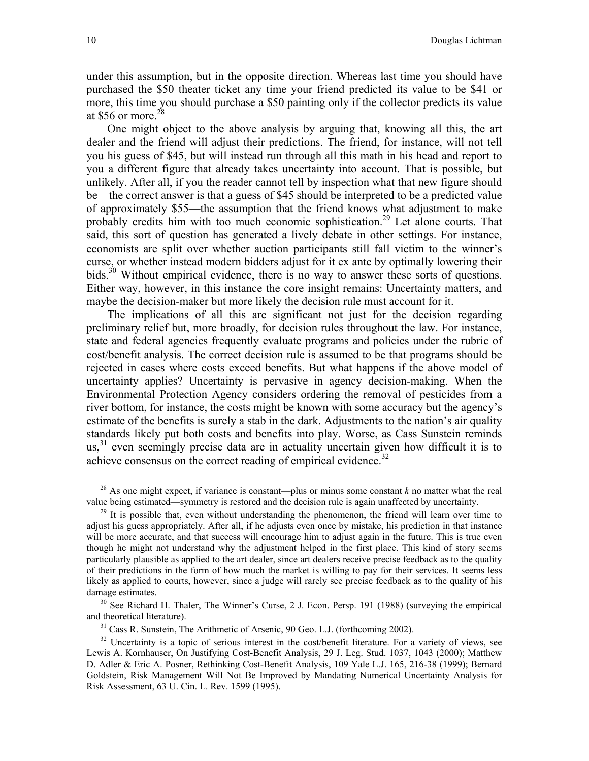under this assumption, but in the opposite direction. Whereas last time you should have purchased the $50 theater ticket any time your friend predicted its value to be $41 or more, this time you should purchase a $50 painting only if the collector predicts its value at $56 or more.[28]

One might object to the above analysis by arguing that, knowing all this, the art dealer and the friend will adjust their predictions. The friend, for instance, will not tell you his guess of $45, but will instead run through all this math in his head and report to you a different figure that already takes uncertainty into account. That is possible, but unlikely. After all, if you the reader cannot tell by inspection what that new figure should be—the correct answer is that a guess of $45 should be interpreted to be a predicted value of approximately $55—the assumption that the friend knows what adjustment to make probably credits him with too much economic sophistication.[29] Let alone courts. That said, this sort of question has generated a lively debate in other settings. For instance, economists are split over whether auction participants still fall victim to the winner's curse, or whether instead modern bidders adjust for it ex ante by optimally lowering their bids.[30] Without empirical evidence, there is no way to answer these sorts of questions. Either way, however, in this instance the core insight remains: Uncertainty matters, and maybe the decision-maker but more likely the decision rule must account for it.

The implications of all this are significant not just for the decision regarding preliminary relief but, more broadly, for decision rules throughout the law. For instance, state and federal agencies frequently evaluate programs and policies under the rubric of cost/benefit analysis. The correct decision rule is assumed to be that programs should be rejected in cases where costs exceed benefits. But what happens if the above model of uncertainty applies? Uncertainty is pervasive in agency decision-making. When the Environmental Protection Agency considers ordering the removal of pesticides from a river bottom, for instance, the costs might be known with some accuracy but the agency's estimate of the benefits is surely a stab in the dark. Adjustments to the nation's air quality standards likely put both costs and benefits into play. Worse, as Cass Sunstein reminds us,[31] even seemingly precise data are in actuality uncertain given how difficult it is to achieve consensus on the correct reading of empirical evidence.[32]

---

[28] As one might expect, if variance is constant—plus or minus some constant *k* no matter what the real value being estimated—symmetry is restored and the decision rule is again unaffected by uncertainty.

[29] It is possible that, even without understanding the phenomenon, the friend will learn over time to adjust his guess appropriately. After all, if he adjusts even once by mistake, his prediction in that instance will be more accurate, and that success will encourage him to adjust again in the future. This is true even though he might not understand why the adjustment helped in the first place. This kind of story seems particularly plausible as applied to the art dealer, since art dealers receive precise feedback as to the quality of their predictions in the form of how much the market is willing to pay for their services. It seems less likely as applied to courts, however, since a judge will rarely see precise feedback as to the quality of his damage estimates.

[30] See Richard H. Thaler, The Winner's Curse, 2 J. Econ. Persp. 191 (1988) (surveying the empirical and theoretical literature).

[31] Cass R. Sunstein, The Arithmetic of Arsenic, 90 Geo. L.J. (forthcoming 2002).

[32] Uncertainty is a topic of serious interest in the cost/benefit literature. For a variety of views, see Lewis A. Kornhauser, On Justifying Cost-Benefit Analysis, 29 J. Leg. Stud. 1037, 1043 (2000); Matthew D. Adler & Eric A. Posner, Rethinking Cost-Benefit Analysis, 109 Yale L.J. 165, 216-38 (1999); Bernard Goldstein, Risk Management Will Not Be Improved by Mandating Numerical Uncertainty Analysis for Risk Assessment, 63 U. Cin. L. Rev. 1599 (1995).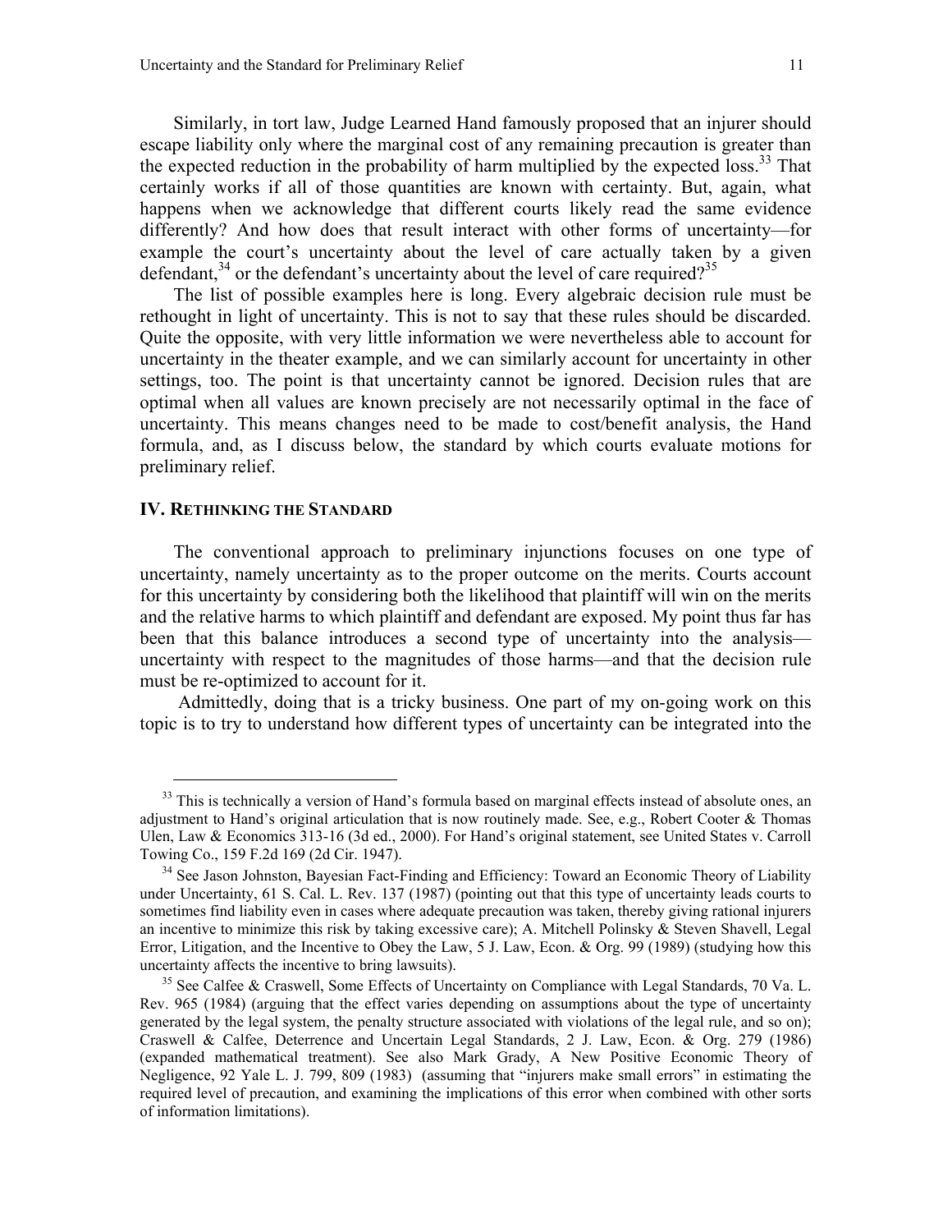Similarly, in tort law, Judge Learned Hand famously proposed that an injurer should escape liability only where the marginal cost of any remaining precaution is greater than the expected reduction in the probability of harm multiplied by the expected loss.[33] That certainly works if all of those quantities are known with certainty. But, again, what happens when we acknowledge that different courts likely read the same evidence differently? And how does that result interact with other forms of uncertainty—for example the court's uncertainty about the level of care actually taken by a given defendant,[34] or the defendant's uncertainty about the level of care required?[35]

The list of possible examples here is long. Every algebraic decision rule must be rethought in light of uncertainty. This is not to say that these rules should be discarded. Quite the opposite, with very little information we were nevertheless able to account for uncertainty in the theater example, and we can similarly account for uncertainty in other settings, too. The point is that uncertainty cannot be ignored. Decision rules that are optimal when all values are known precisely are not necessarily optimal in the face of uncertainty. This means changes need to be made to cost/benefit analysis, the Hand formula, and, as I discuss below, the standard by which courts evaluate motions for preliminary relief.

## IV. Rethinking the Standard

The conventional approach to preliminary injunctions focuses on one type of uncertainty, namely uncertainty as to the proper outcome on the merits. Courts account for this uncertainty by considering both the likelihood that plaintiff will win on the merits and the relative harms to which plaintiff and defendant are exposed. My point thus far has been that this balance introduces a second type of uncertainty into the analysis—uncertainty with respect to the magnitudes of those harms—and that the decision rule must be re-optimized to account for it.

Admittedly, doing that is a tricky business. One part of my on-going work on this topic is to try to understand how different types of uncertainty can be integrated into the

---

[33] This is technically a version of Hand's formula based on marginal effects instead of absolute ones, an adjustment to Hand's original articulation that is now routinely made. See, e.g., Robert Cooter & Thomas Ulen, Law & Economics 313-16 (3d ed., 2000). For Hand's original statement, see United States v. Carroll Towing Co., 159 F.2d 169 (2d Cir. 1947).

[34] See Jason Johnston, Bayesian Fact-Finding and Efficiency: Toward an Economic Theory of Liability under Uncertainty, 61 S. Cal. L. Rev. 137 (1987) (pointing out that this type of uncertainty leads courts to sometimes find liability even in cases where adequate precaution was taken, thereby giving rational injurers an incentive to minimize this risk by taking excessive care); A. Mitchell Polinsky & Steven Shavell, Legal Error, Litigation, and the Incentive to Obey the Law, 5 J. Law, Econ. & Org. 99 (1989) (studying how this uncertainty affects the incentive to bring lawsuits).

[35] See Calfee & Craswell, Some Effects of Uncertainty on Compliance with Legal Standards, 70 Va. L. Rev. 965 (1984) (arguing that the effect varies depending on assumptions about the type of uncertainty generated by the legal system, the penalty structure associated with violations of the legal rule, and so on); Craswell & Calfee, Deterrence and Uncertain Legal Standards, 2 J. Law, Econ. & Org. 279 (1986) (expanded mathematical treatment). See also Mark Grady, A New Positive Economic Theory of Negligence, 92 Yale L. J. 799, 809 (1983) (assuming that "injurers make small errors" in estimating the required level of precaution, and examining the implications of this error when combined with other sorts of information limitations).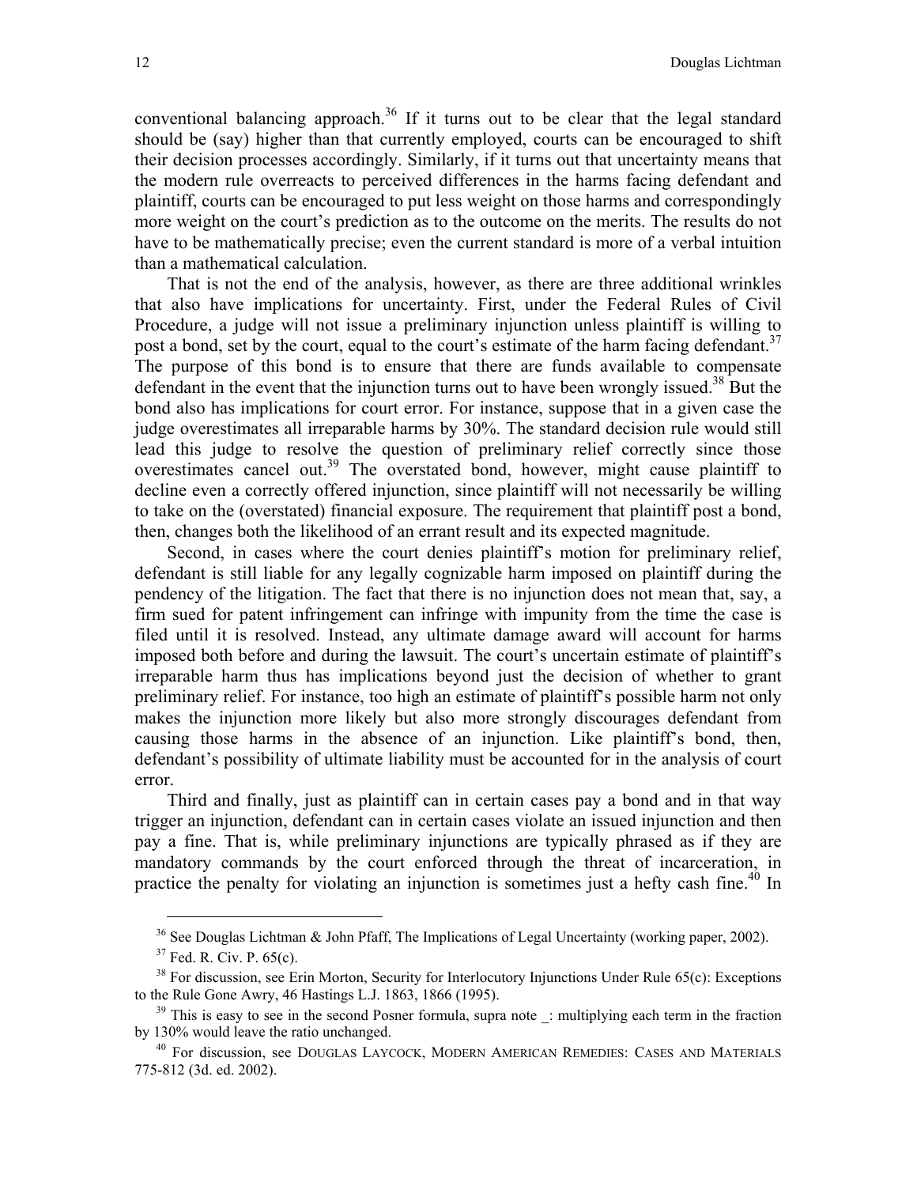conventional balancing approach.[36] If it turns out to be clear that the legal standard should be (say) higher than that currently employed, courts can be encouraged to shift their decision processes accordingly. Similarly, if it turns out that uncertainty means that the modern rule overreacts to perceived differences in the harms facing defendant and plaintiff, courts can be encouraged to put less weight on those harms and correspondingly more weight on the court's prediction as to the outcome on the merits. The results do not have to be mathematically precise; even the current standard is more of a verbal intuition than a mathematical calculation.

That is not the end of the analysis, however, as there are three additional wrinkles that also have implications for uncertainty. First, under the Federal Rules of Civil Procedure, a judge will not issue a preliminary injunction unless plaintiff is willing to post a bond, set by the court, equal to the court's estimate of the harm facing defendant.[37] The purpose of this bond is to ensure that there are funds available to compensate defendant in the event that the injunction turns out to have been wrongly issued.[38] But the bond also has implications for court error. For instance, suppose that in a given case the judge overestimates all irreparable harms by 30%. The standard decision rule would still lead this judge to resolve the question of preliminary relief correctly since those overestimates cancel out.[39] The overstated bond, however, might cause plaintiff to decline even a correctly offered injunction, since plaintiff will not necessarily be willing to take on the (overstated) financial exposure. The requirement that plaintiff post a bond, then, changes both the likelihood of an errant result and its expected magnitude.

Second, in cases where the court denies plaintiff's motion for preliminary relief, defendant is still liable for any legally cognizable harm imposed on plaintiff during the pendency of the litigation. The fact that there is no injunction does not mean that, say, a firm sued for patent infringement can infringe with impunity from the time the case is filed until it is resolved. Instead, any ultimate damage award will account for harms imposed both before and during the lawsuit. The court's uncertain estimate of plaintiff's irreparable harm thus has implications beyond just the decision of whether to grant preliminary relief. For instance, too high an estimate of plaintiff's possible harm not only makes the injunction more likely but also more strongly discourages defendant from causing those harms in the absence of an injunction. Like plaintiff's bond, then, defendant's possibility of ultimate liability must be accounted for in the analysis of court error.

Third and finally, just as plaintiff can in certain cases pay a bond and in that way trigger an injunction, defendant can in certain cases violate an issued injunction and then pay a fine. That is, while preliminary injunctions are typically phrased as if they are mandatory commands by the court enforced through the threat of incarceration, in practice the penalty for violating an injunction is sometimes just a hefty cash fine.[40] In

---

[36] See Douglas Lichtman & John Pfaff, The Implications of Legal Uncertainty (working paper, 2002).

[37] Fed. R. Civ. P. 65(c).

[38] For discussion, see Erin Morton, Security for Interlocutory Injunctions Under Rule 65(c): Exceptions to the Rule Gone Awry, 46 Hastings L.J. 1863, 1866 (1995).

[39] This is easy to see in the second Posner formula, supra note _: multiplying each term in the fraction by 130% would leave the ratio unchanged.

[40] For discussion, see Douglas Laycock, Modern American Remedies: Cases and Materials 775-812 (3d. ed. 2002).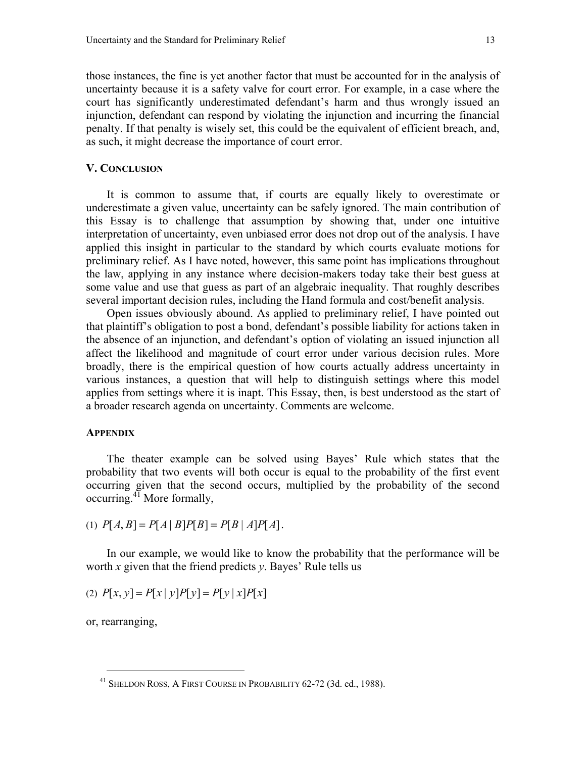those instances, the fine is yet another factor that must be accounted for in the analysis of uncertainty because it is a safety valve for court error. For example, in a case where the court has significantly underestimated defendant's harm and thus wrongly issued an injunction, defendant can respond by violating the injunction and incurring the financial penalty. If that penalty is wisely set, this could be the equivalent of efficient breach, and, as such, it might decrease the importance of court error.

## V. CONCLUSION

It is common to assume that, if courts are equally likely to overestimate or underestimate a given value, uncertainty can be safely ignored. The main contribution of this Essay is to challenge that assumption by showing that, under one intuitive interpretation of uncertainty, even unbiased error does not drop out of the analysis. I have applied this insight in particular to the standard by which courts evaluate motions for preliminary relief. As I have noted, however, this same point has implications throughout the law, applying in any instance where decision-makers today take their best guess at some value and use that guess as part of an algebraic inequality. That roughly describes several important decision rules, including the Hand formula and cost/benefit analysis.

Open issues obviously abound. As applied to preliminary relief, I have pointed out that plaintiff's obligation to post a bond, defendant's possible liability for actions taken in the absence of an injunction, and defendant's option of violating an issued injunction all affect the likelihood and magnitude of court error under various decision rules. More broadly, there is the empirical question of how courts actually address uncertainty in various instances, a question that will help to distinguish settings where this model applies from settings where it is inapt. This Essay, then, is best understood as the start of a broader research agenda on uncertainty. Comments are welcome.

## APPENDIX

The theater example can be solved using Bayes' Rule which states that the probability that two events will both occur is equal to the probability of the first event occurring given that the second occurs, multiplied by the probability of the second occurring.[41] More formally,

(1) $P[A, B] = P[A \mid B]P[B] = P[B \mid A]P[A]$.

In our example, we would like to know the probability that the performance will be worth *x* given that the friend predicts *y*. Bayes' Rule tells us

(2) $P[x, y] = P[x \mid y]P[y] = P[y \mid x]P[x]$

or, rearranging,

---

[41] SHELDON ROSS, A FIRST COURSE IN PROBABILITY 62-72 (3d. ed., 1988).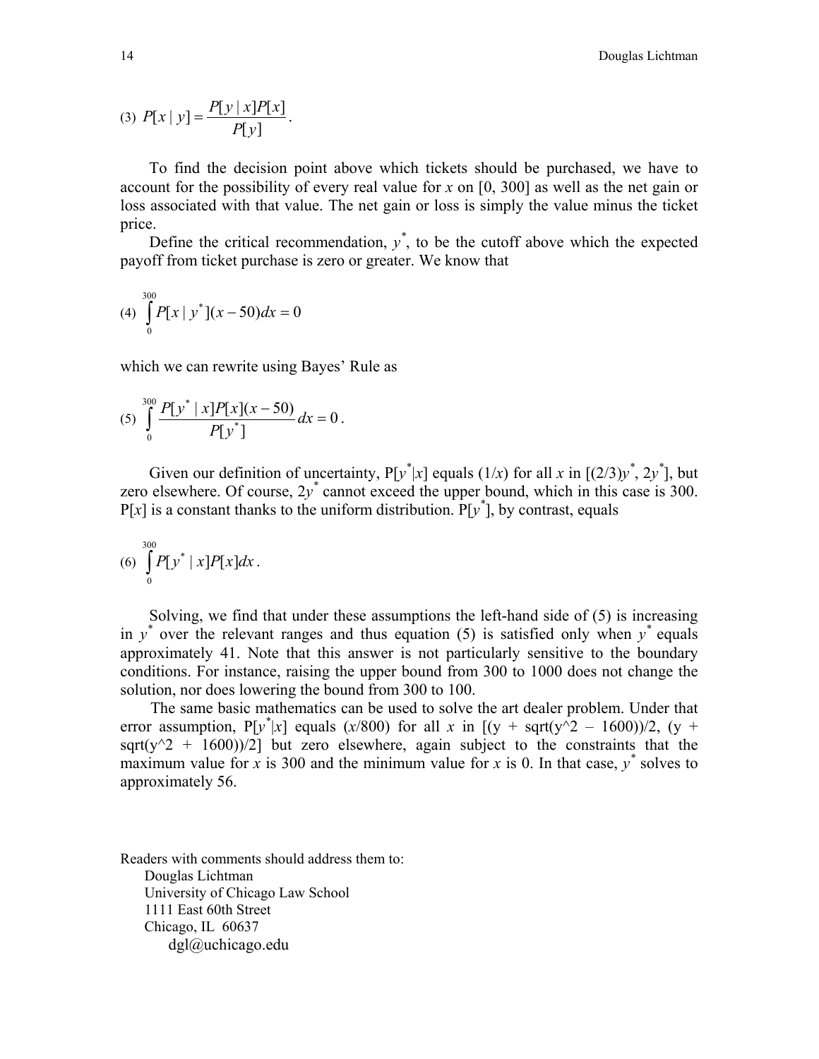$$(3)\ \ P[x \mid y] = \frac{P[y \mid x]P[x]}{P[y]}.$$

To find the decision point above which tickets should be purchased, we have to account for the possibility of every real value for $x$ on [0, 300] as well as the net gain or loss associated with that value. The net gain or loss is simply the value minus the ticket price.

Define the critical recommendation, $y^*$, to be the cutoff above which the expected payoff from ticket purchase is zero or greater. We know that

$$(4)\ \ \int_0^{300} P[x \mid y^*](x-50)dx = 0$$

which we can rewrite using Bayes' Rule as

$$(5)\ \ \int_0^{300} \frac{P[y^* \mid x]P[x](x-50)}{P[y^*]}dx = 0.$$

Given our definition of uncertainty, $P[y^*|x]$ equals $(1/x)$ for all $x$ in $[(2/3)y^*, 2y^*]$, but zero elsewhere. Of course, $2y^*$ cannot exceed the upper bound, which in this case is 300. $P[x]$ is a constant thanks to the uniform distribution. $P[y^*]$, by contrast, equals

$$(6)\ \ \int_0^{300} P[y^* \mid x]P[x]dx.$$

Solving, we find that under these assumptions the left-hand side of (5) is increasing in $y^*$ over the relevant ranges and thus equation (5) is satisfied only when $y^*$ equals approximately 41. Note that this answer is not particularly sensitive to the boundary conditions. For instance, raising the upper bound from 300 to 1000 does not change the solution, nor does lowering the bound from 300 to 100.

The same basic mathematics can be used to solve the art dealer problem. Under that error assumption, $P[y^*|x]$ equals $(x/800)$ for all $x$ in [(y + sqrt(y^2 – 1600))/2, (y + sqrt(y^2 + 1600))/2] but zero elsewhere, again subject to the constraints that the maximum value for $x$ is 300 and the minimum value for $x$ is 0. In that case, $y^*$ solves to approximately 56.

Readers with comments should address them to:
Douglas Lichtman
University of Chicago Law School
1111 East 60th Street
Chicago, IL 60637
dgl@uchicago.edu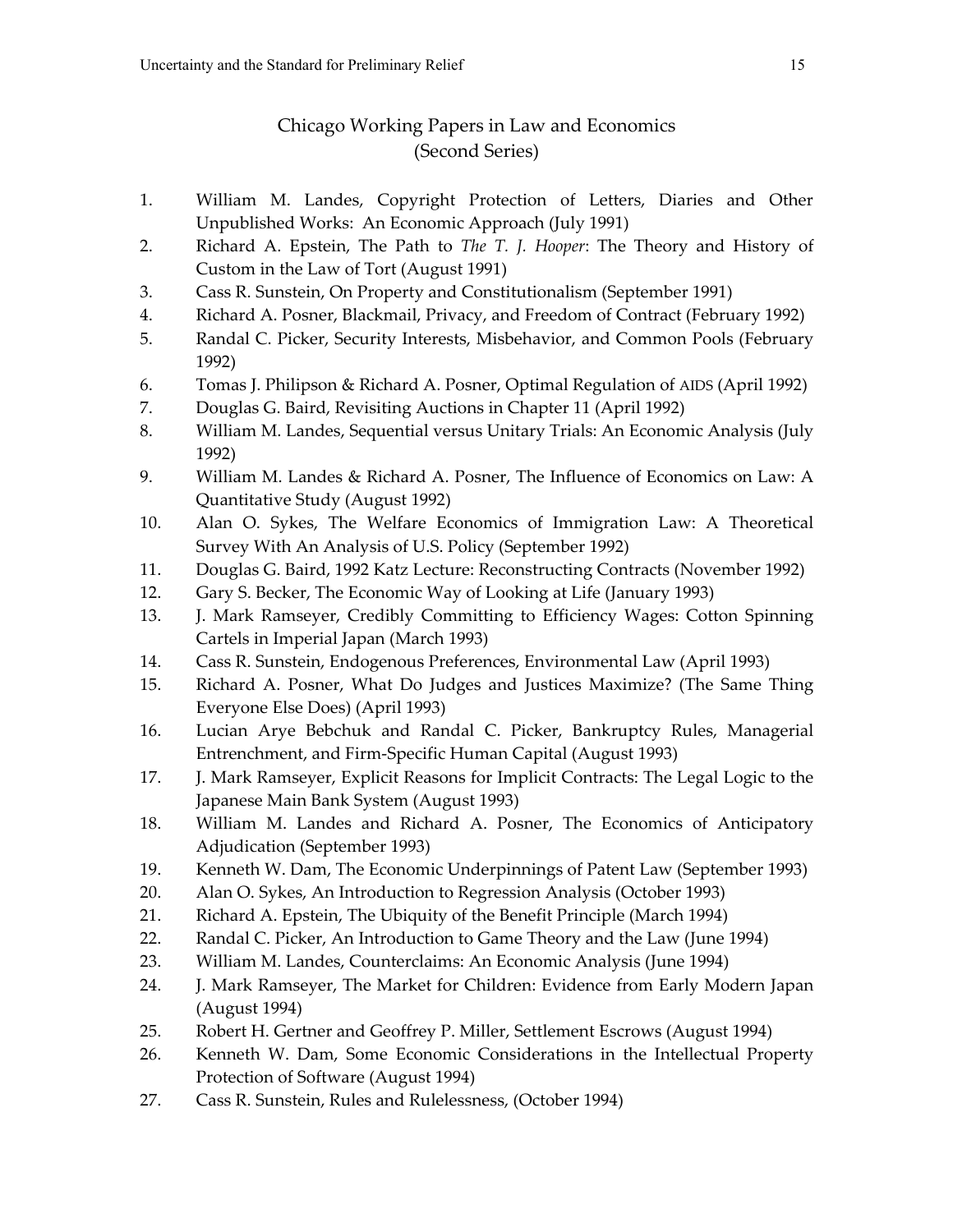## Chicago Working Papers in Law and Economics
## (Second Series)

1. William M. Landes, Copyright Protection of Letters, Diaries and Other Unpublished Works: An Economic Approach (July 1991)
2. Richard A. Epstein, The Path to *The T. J. Hooper*: The Theory and History of Custom in the Law of Tort (August 1991)
3. Cass R. Sunstein, On Property and Constitutionalism (September 1991)
4. Richard A. Posner, Blackmail, Privacy, and Freedom of Contract (February 1992)
5. Randal C. Picker, Security Interests, Misbehavior, and Common Pools (February 1992)
6. Tomas J. Philipson & Richard A. Posner, Optimal Regulation of AIDS (April 1992)
7. Douglas G. Baird, Revisiting Auctions in Chapter 11 (April 1992)
8. William M. Landes, Sequential versus Unitary Trials: An Economic Analysis (July 1992)
9. William M. Landes & Richard A. Posner, The Influence of Economics on Law: A Quantitative Study (August 1992)
10. Alan O. Sykes, The Welfare Economics of Immigration Law: A Theoretical Survey With An Analysis of U.S. Policy (September 1992)
11. Douglas G. Baird, 1992 Katz Lecture: Reconstructing Contracts (November 1992)
12. Gary S. Becker, The Economic Way of Looking at Life (January 1993)
13. J. Mark Ramseyer, Credibly Committing to Efficiency Wages: Cotton Spinning Cartels in Imperial Japan (March 1993)
14. Cass R. Sunstein, Endogenous Preferences, Environmental Law (April 1993)
15. Richard A. Posner, What Do Judges and Justices Maximize? (The Same Thing Everyone Else Does) (April 1993)
16. Lucian Arye Bebchuk and Randal C. Picker, Bankruptcy Rules, Managerial Entrenchment, and Firm-Specific Human Capital (August 1993)
17. J. Mark Ramseyer, Explicit Reasons for Implicit Contracts: The Legal Logic to the Japanese Main Bank System (August 1993)
18. William M. Landes and Richard A. Posner, The Economics of Anticipatory Adjudication (September 1993)
19. Kenneth W. Dam, The Economic Underpinnings of Patent Law (September 1993)
20. Alan O. Sykes, An Introduction to Regression Analysis (October 1993)
21. Richard A. Epstein, The Ubiquity of the Benefit Principle (March 1994)
22. Randal C. Picker, An Introduction to Game Theory and the Law (June 1994)
23. William M. Landes, Counterclaims: An Economic Analysis (June 1994)
24. J. Mark Ramseyer, The Market for Children: Evidence from Early Modern Japan (August 1994)
25. Robert H. Gertner and Geoffrey P. Miller, Settlement Escrows (August 1994)
26. Kenneth W. Dam, Some Economic Considerations in the Intellectual Property Protection of Software (August 1994)
27. Cass R. Sunstein, Rules and Rulelessness, (October 1994)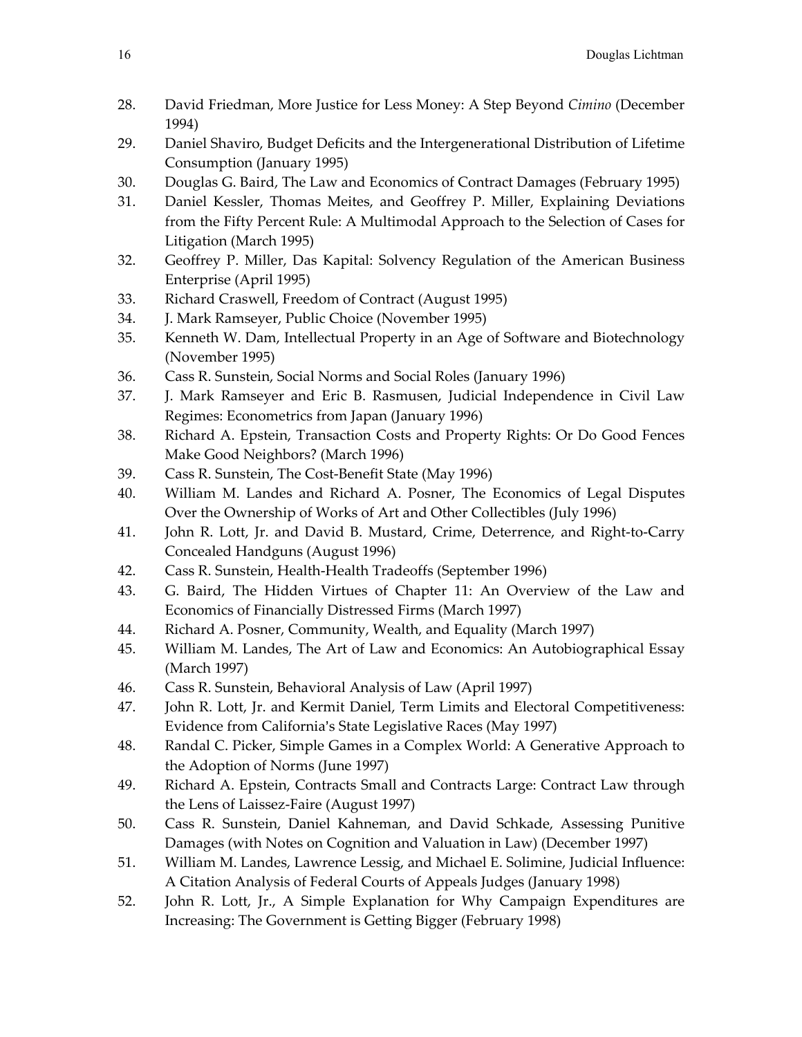28. David Friedman, More Justice for Less Money: A Step Beyond *Cimino* (December 1994)
29. Daniel Shaviro, Budget Deficits and the Intergenerational Distribution of Lifetime Consumption (January 1995)
30. Douglas G. Baird, The Law and Economics of Contract Damages (February 1995)
31. Daniel Kessler, Thomas Meites, and Geoffrey P. Miller, Explaining Deviations from the Fifty Percent Rule: A Multimodal Approach to the Selection of Cases for Litigation (March 1995)
32. Geoffrey P. Miller, Das Kapital: Solvency Regulation of the American Business Enterprise (April 1995)
33. Richard Craswell, Freedom of Contract (August 1995)
34. J. Mark Ramseyer, Public Choice (November 1995)
35. Kenneth W. Dam, Intellectual Property in an Age of Software and Biotechnology (November 1995)
36. Cass R. Sunstein, Social Norms and Social Roles (January 1996)
37. J. Mark Ramseyer and Eric B. Rasmusen, Judicial Independence in Civil Law Regimes: Econometrics from Japan (January 1996)
38. Richard A. Epstein, Transaction Costs and Property Rights: Or Do Good Fences Make Good Neighbors? (March 1996)
39. Cass R. Sunstein, The Cost-Benefit State (May 1996)
40. William M. Landes and Richard A. Posner, The Economics of Legal Disputes Over the Ownership of Works of Art and Other Collectibles (July 1996)
41. John R. Lott, Jr. and David B. Mustard, Crime, Deterrence, and Right-to-Carry Concealed Handguns (August 1996)
42. Cass R. Sunstein, Health-Health Tradeoffs (September 1996)
43. G. Baird, The Hidden Virtues of Chapter 11: An Overview of the Law and Economics of Financially Distressed Firms (March 1997)
44. Richard A. Posner, Community, Wealth, and Equality (March 1997)
45. William M. Landes, The Art of Law and Economics: An Autobiographical Essay (March 1997)
46. Cass R. Sunstein, Behavioral Analysis of Law (April 1997)
47. John R. Lott, Jr. and Kermit Daniel, Term Limits and Electoral Competitiveness: Evidence from California's State Legislative Races (May 1997)
48. Randal C. Picker, Simple Games in a Complex World: A Generative Approach to the Adoption of Norms (June 1997)
49. Richard A. Epstein, Contracts Small and Contracts Large: Contract Law through the Lens of Laissez-Faire (August 1997)
50. Cass R. Sunstein, Daniel Kahneman, and David Schkade, Assessing Punitive Damages (with Notes on Cognition and Valuation in Law) (December 1997)
51. William M. Landes, Lawrence Lessig, and Michael E. Solimine, Judicial Influence: A Citation Analysis of Federal Courts of Appeals Judges (January 1998)
52. John R. Lott, Jr., A Simple Explanation for Why Campaign Expenditures are Increasing: The Government is Getting Bigger (February 1998)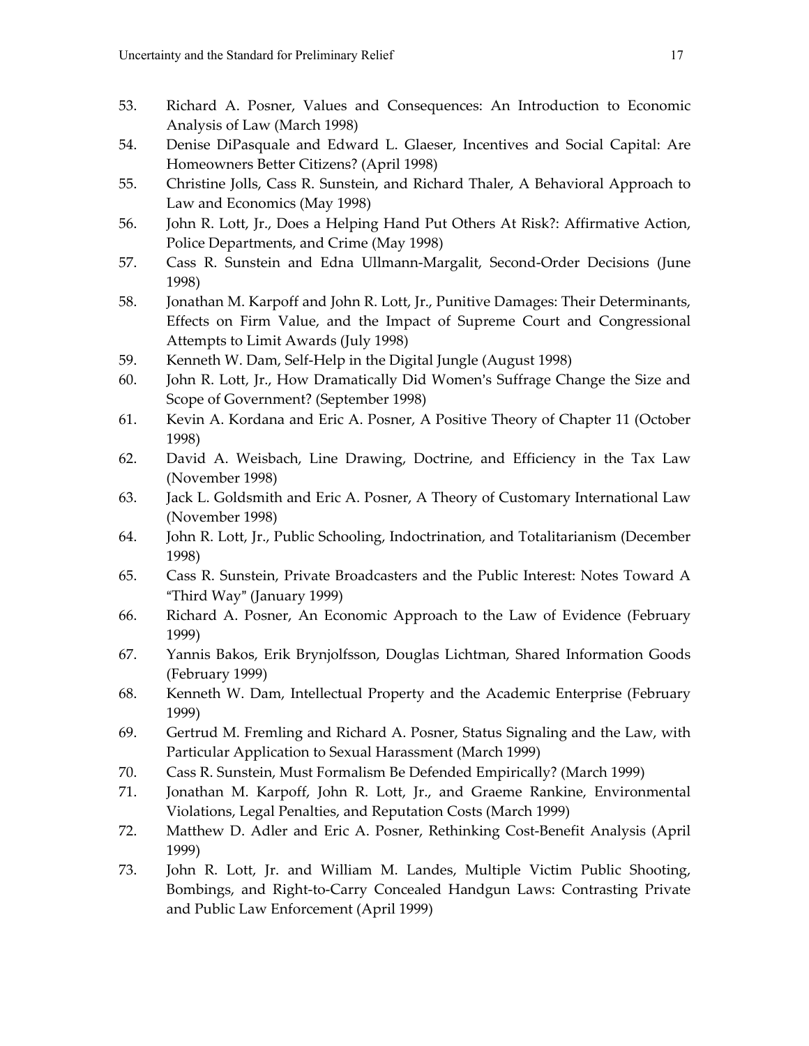53. Richard A. Posner, Values and Consequences: An Introduction to Economic Analysis of Law (March 1998)
54. Denise DiPasquale and Edward L. Glaeser, Incentives and Social Capital: Are Homeowners Better Citizens? (April 1998)
55. Christine Jolls, Cass R. Sunstein, and Richard Thaler, A Behavioral Approach to Law and Economics (May 1998)
56. John R. Lott, Jr., Does a Helping Hand Put Others At Risk?: Affirmative Action, Police Departments, and Crime (May 1998)
57. Cass R. Sunstein and Edna Ullmann-Margalit, Second-Order Decisions (June 1998)
58. Jonathan M. Karpoff and John R. Lott, Jr., Punitive Damages: Their Determinants, Effects on Firm Value, and the Impact of Supreme Court and Congressional Attempts to Limit Awards (July 1998)
59. Kenneth W. Dam, Self-Help in the Digital Jungle (August 1998)
60. John R. Lott, Jr., How Dramatically Did Women's Suffrage Change the Size and Scope of Government? (September 1998)
61. Kevin A. Kordana and Eric A. Posner, A Positive Theory of Chapter 11 (October 1998)
62. David A. Weisbach, Line Drawing, Doctrine, and Efficiency in the Tax Law (November 1998)
63. Jack L. Goldsmith and Eric A. Posner, A Theory of Customary International Law (November 1998)
64. John R. Lott, Jr., Public Schooling, Indoctrination, and Totalitarianism (December 1998)
65. Cass R. Sunstein, Private Broadcasters and the Public Interest: Notes Toward A "Third Way" (January 1999)
66. Richard A. Posner, An Economic Approach to the Law of Evidence (February 1999)
67. Yannis Bakos, Erik Brynjolfsson, Douglas Lichtman, Shared Information Goods (February 1999)
68. Kenneth W. Dam, Intellectual Property and the Academic Enterprise (February 1999)
69. Gertrud M. Fremling and Richard A. Posner, Status Signaling and the Law, with Particular Application to Sexual Harassment (March 1999)
70. Cass R. Sunstein, Must Formalism Be Defended Empirically? (March 1999)
71. Jonathan M. Karpoff, John R. Lott, Jr., and Graeme Rankine, Environmental Violations, Legal Penalties, and Reputation Costs (March 1999)
72. Matthew D. Adler and Eric A. Posner, Rethinking Cost-Benefit Analysis (April 1999)
73. John R. Lott, Jr. and William M. Landes, Multiple Victim Public Shooting, Bombings, and Right-to-Carry Concealed Handgun Laws: Contrasting Private and Public Law Enforcement (April 1999)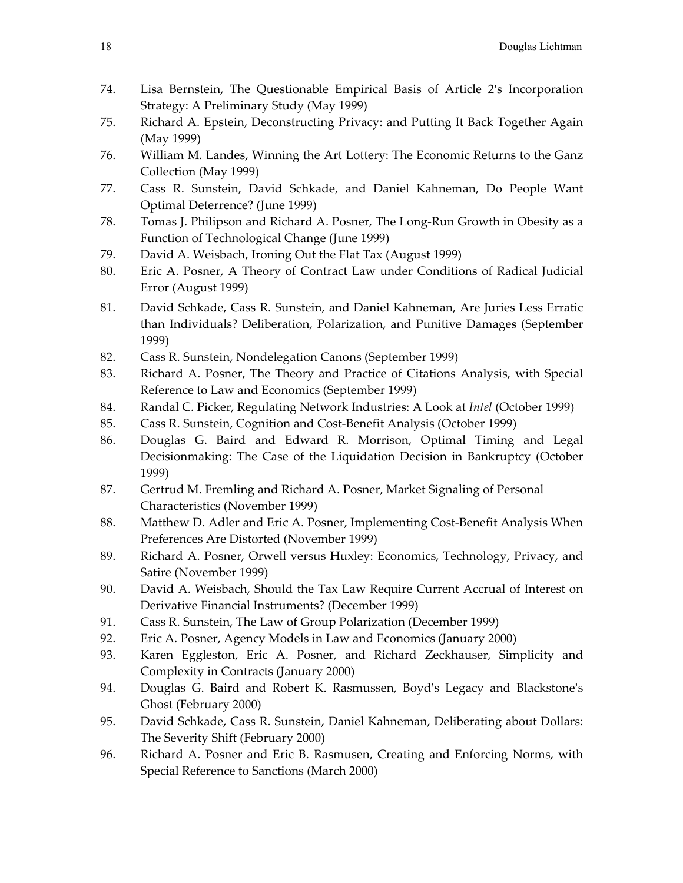74. Lisa Bernstein, The Questionable Empirical Basis of Article 2's Incorporation Strategy: A Preliminary Study (May 1999)
75. Richard A. Epstein, Deconstructing Privacy: and Putting It Back Together Again (May 1999)
76. William M. Landes, Winning the Art Lottery: The Economic Returns to the Ganz Collection (May 1999)
77. Cass R. Sunstein, David Schkade, and Daniel Kahneman, Do People Want Optimal Deterrence? (June 1999)
78. Tomas J. Philipson and Richard A. Posner, The Long-Run Growth in Obesity as a Function of Technological Change (June 1999)
79. David A. Weisbach, Ironing Out the Flat Tax (August 1999)
80. Eric A. Posner, A Theory of Contract Law under Conditions of Radical Judicial Error (August 1999)
81. David Schkade, Cass R. Sunstein, and Daniel Kahneman, Are Juries Less Erratic than Individuals? Deliberation, Polarization, and Punitive Damages (September 1999)
82. Cass R. Sunstein, Nondelegation Canons (September 1999)
83. Richard A. Posner, The Theory and Practice of Citations Analysis, with Special Reference to Law and Economics (September 1999)
84. Randal C. Picker, Regulating Network Industries: A Look at *Intel* (October 1999)
85. Cass R. Sunstein, Cognition and Cost-Benefit Analysis (October 1999)
86. Douglas G. Baird and Edward R. Morrison, Optimal Timing and Legal Decisionmaking: The Case of the Liquidation Decision in Bankruptcy (October 1999)
87. Gertrud M. Fremling and Richard A. Posner, Market Signaling of Personal Characteristics (November 1999)
88. Matthew D. Adler and Eric A. Posner, Implementing Cost-Benefit Analysis When Preferences Are Distorted (November 1999)
89. Richard A. Posner, Orwell versus Huxley: Economics, Technology, Privacy, and Satire (November 1999)
90. David A. Weisbach, Should the Tax Law Require Current Accrual of Interest on Derivative Financial Instruments? (December 1999)
91. Cass R. Sunstein, The Law of Group Polarization (December 1999)
92. Eric A. Posner, Agency Models in Law and Economics (January 2000)
93. Karen Eggleston, Eric A. Posner, and Richard Zeckhauser, Simplicity and Complexity in Contracts (January 2000)
94. Douglas G. Baird and Robert K. Rasmussen, Boyd's Legacy and Blackstone's Ghost (February 2000)
95. David Schkade, Cass R. Sunstein, Daniel Kahneman, Deliberating about Dollars: The Severity Shift (February 2000)
96. Richard A. Posner and Eric B. Rasmusen, Creating and Enforcing Norms, with Special Reference to Sanctions (March 2000)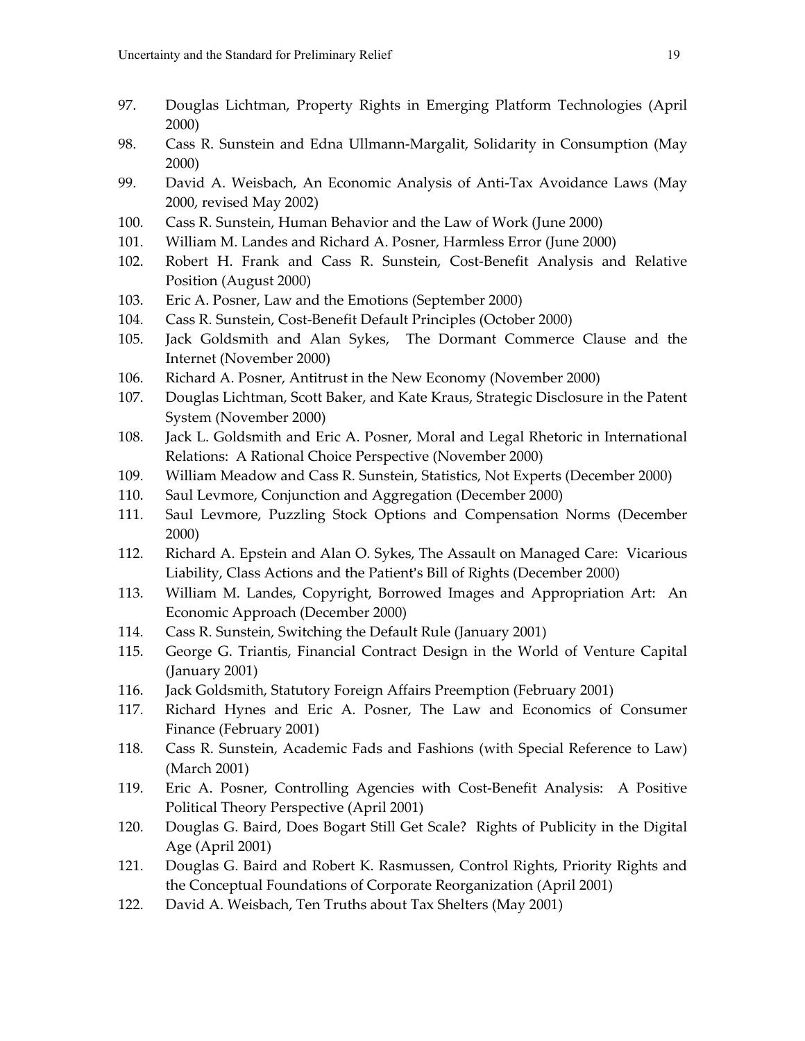97. Douglas Lichtman, Property Rights in Emerging Platform Technologies (April 2000)
98. Cass R. Sunstein and Edna Ullmann-Margalit, Solidarity in Consumption (May 2000)
99. David A. Weisbach, An Economic Analysis of Anti-Tax Avoidance Laws (May 2000, revised May 2002)
100. Cass R. Sunstein, Human Behavior and the Law of Work (June 2000)
101. William M. Landes and Richard A. Posner, Harmless Error (June 2000)
102. Robert H. Frank and Cass R. Sunstein, Cost-Benefit Analysis and Relative Position (August 2000)
103. Eric A. Posner, Law and the Emotions (September 2000)
104. Cass R. Sunstein, Cost-Benefit Default Principles (October 2000)
105. Jack Goldsmith and Alan Sykes, The Dormant Commerce Clause and the Internet (November 2000)
106. Richard A. Posner, Antitrust in the New Economy (November 2000)
107. Douglas Lichtman, Scott Baker, and Kate Kraus, Strategic Disclosure in the Patent System (November 2000)
108. Jack L. Goldsmith and Eric A. Posner, Moral and Legal Rhetoric in International Relations: A Rational Choice Perspective (November 2000)
109. William Meadow and Cass R. Sunstein, Statistics, Not Experts (December 2000)
110. Saul Levmore, Conjunction and Aggregation (December 2000)
111. Saul Levmore, Puzzling Stock Options and Compensation Norms (December 2000)
112. Richard A. Epstein and Alan O. Sykes, The Assault on Managed Care: Vicarious Liability, Class Actions and the Patient's Bill of Rights (December 2000)
113. William M. Landes, Copyright, Borrowed Images and Appropriation Art: An Economic Approach (December 2000)
114. Cass R. Sunstein, Switching the Default Rule (January 2001)
115. George G. Triantis, Financial Contract Design in the World of Venture Capital (January 2001)
116. Jack Goldsmith, Statutory Foreign Affairs Preemption (February 2001)
117. Richard Hynes and Eric A. Posner, The Law and Economics of Consumer Finance (February 2001)
118. Cass R. Sunstein, Academic Fads and Fashions (with Special Reference to Law) (March 2001)
119. Eric A. Posner, Controlling Agencies with Cost-Benefit Analysis: A Positive Political Theory Perspective (April 2001)
120. Douglas G. Baird, Does Bogart Still Get Scale? Rights of Publicity in the Digital Age (April 2001)
121. Douglas G. Baird and Robert K. Rasmussen, Control Rights, Priority Rights and the Conceptual Foundations of Corporate Reorganization (April 2001)
122. David A. Weisbach, Ten Truths about Tax Shelters (May 2001)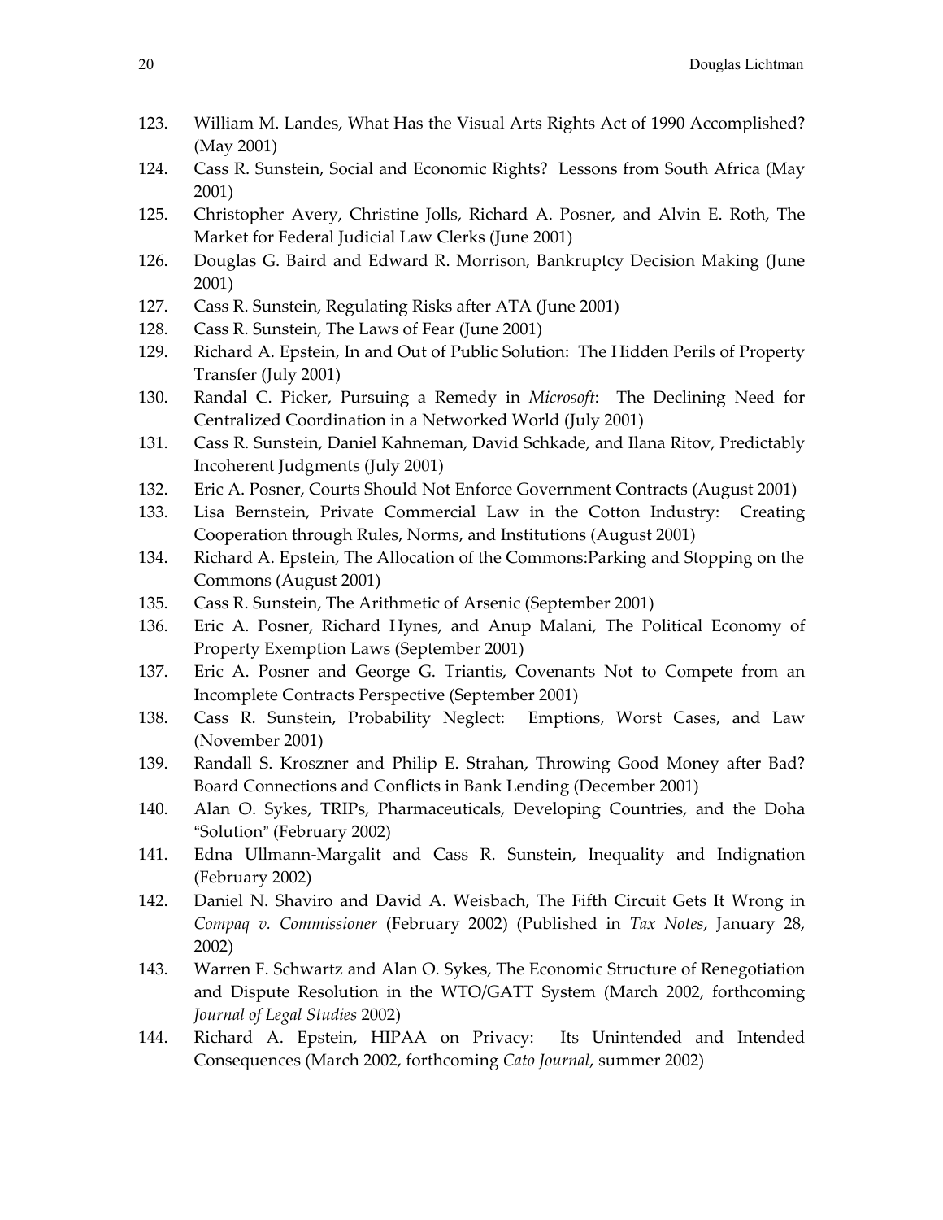123. William M. Landes, What Has the Visual Arts Rights Act of 1990 Accomplished? (May 2001)
124. Cass R. Sunstein, Social and Economic Rights? Lessons from South Africa (May 2001)
125. Christopher Avery, Christine Jolls, Richard A. Posner, and Alvin E. Roth, The Market for Federal Judicial Law Clerks (June 2001)
126. Douglas G. Baird and Edward R. Morrison, Bankruptcy Decision Making (June 2001)
127. Cass R. Sunstein, Regulating Risks after ATA (June 2001)
128. Cass R. Sunstein, The Laws of Fear (June 2001)
129. Richard A. Epstein, In and Out of Public Solution: The Hidden Perils of Property Transfer (July 2001)
130. Randal C. Picker, Pursuing a Remedy in *Microsoft*: The Declining Need for Centralized Coordination in a Networked World (July 2001)
131. Cass R. Sunstein, Daniel Kahneman, David Schkade, and Ilana Ritov, Predictably Incoherent Judgments (July 2001)
132. Eric A. Posner, Courts Should Not Enforce Government Contracts (August 2001)
133. Lisa Bernstein, Private Commercial Law in the Cotton Industry: Creating Cooperation through Rules, Norms, and Institutions (August 2001)
134. Richard A. Epstein, The Allocation of the Commons:Parking and Stopping on the Commons (August 2001)
135. Cass R. Sunstein, The Arithmetic of Arsenic (September 2001)
136. Eric A. Posner, Richard Hynes, and Anup Malani, The Political Economy of Property Exemption Laws (September 2001)
137. Eric A. Posner and George G. Triantis, Covenants Not to Compete from an Incomplete Contracts Perspective (September 2001)
138. Cass R. Sunstein, Probability Neglect: Emptions, Worst Cases, and Law (November 2001)
139. Randall S. Kroszner and Philip E. Strahan, Throwing Good Money after Bad? Board Connections and Conflicts in Bank Lending (December 2001)
140. Alan O. Sykes, TRIPs, Pharmaceuticals, Developing Countries, and the Doha "Solution" (February 2002)
141. Edna Ullmann-Margalit and Cass R. Sunstein, Inequality and Indignation (February 2002)
142. Daniel N. Shaviro and David A. Weisbach, The Fifth Circuit Gets It Wrong in *Compaq v. Commissioner* (February 2002) (Published in *Tax Notes*, January 28, 2002)
143. Warren F. Schwartz and Alan O. Sykes, The Economic Structure of Renegotiation and Dispute Resolution in the WTO/GATT System (March 2002, forthcoming *Journal of Legal Studies* 2002)
144. Richard A. Epstein, HIPAA on Privacy: Its Unintended and Intended Consequences (March 2002, forthcoming *Cato Journal*, summer 2002)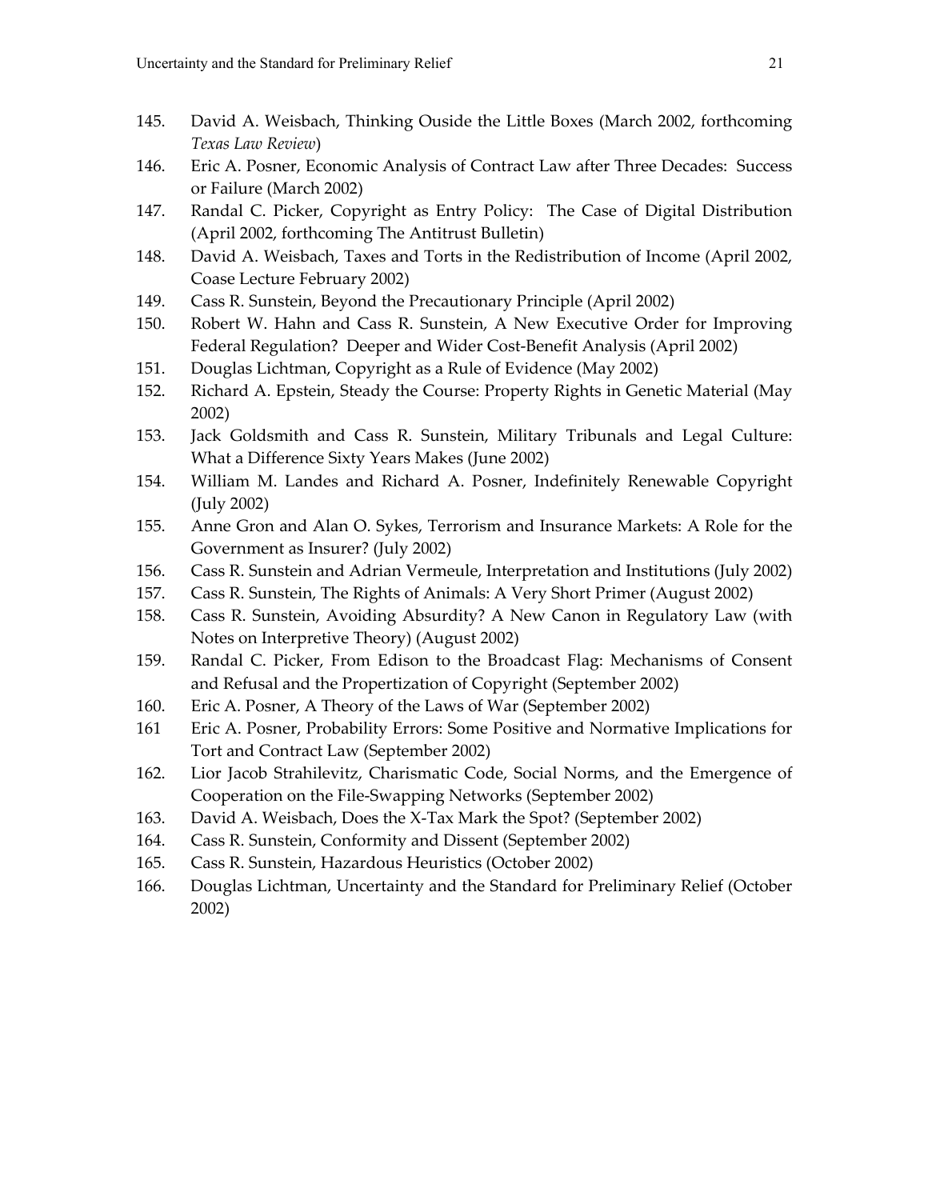145. David A. Weisbach, Thinking Ouside the Little Boxes (March 2002, forthcoming *Texas Law Review*)
146. Eric A. Posner, Economic Analysis of Contract Law after Three Decades: Success or Failure (March 2002)
147. Randal C. Picker, Copyright as Entry Policy: The Case of Digital Distribution (April 2002, forthcoming The Antitrust Bulletin)
148. David A. Weisbach, Taxes and Torts in the Redistribution of Income (April 2002, Coase Lecture February 2002)
149. Cass R. Sunstein, Beyond the Precautionary Principle (April 2002)
150. Robert W. Hahn and Cass R. Sunstein, A New Executive Order for Improving Federal Regulation? Deeper and Wider Cost-Benefit Analysis (April 2002)
151. Douglas Lichtman, Copyright as a Rule of Evidence (May 2002)
152. Richard A. Epstein, Steady the Course: Property Rights in Genetic Material (May 2002)
153. Jack Goldsmith and Cass R. Sunstein, Military Tribunals and Legal Culture: What a Difference Sixty Years Makes (June 2002)
154. William M. Landes and Richard A. Posner, Indefinitely Renewable Copyright (July 2002)
155. Anne Gron and Alan O. Sykes, Terrorism and Insurance Markets: A Role for the Government as Insurer? (July 2002)
156. Cass R. Sunstein and Adrian Vermeule, Interpretation and Institutions (July 2002)
157. Cass R. Sunstein, The Rights of Animals: A Very Short Primer (August 2002)
158. Cass R. Sunstein, Avoiding Absurdity? A New Canon in Regulatory Law (with Notes on Interpretive Theory) (August 2002)
159. Randal C. Picker, From Edison to the Broadcast Flag: Mechanisms of Consent and Refusal and the Propertization of Copyright (September 2002)
160. Eric A. Posner, A Theory of the Laws of War (September 2002)
161 Eric A. Posner, Probability Errors: Some Positive and Normative Implications for Tort and Contract Law (September 2002)
162. Lior Jacob Strahilevitz, Charismatic Code, Social Norms, and the Emergence of Cooperation on the File-Swapping Networks (September 2002)
163. David A. Weisbach, Does the X-Tax Mark the Spot? (September 2002)
164. Cass R. Sunstein, Conformity and Dissent (September 2002)
165. Cass R. Sunstein, Hazardous Heuristics (October 2002)
166. Douglas Lichtman, Uncertainty and the Standard for Preliminary Relief (October 2002)